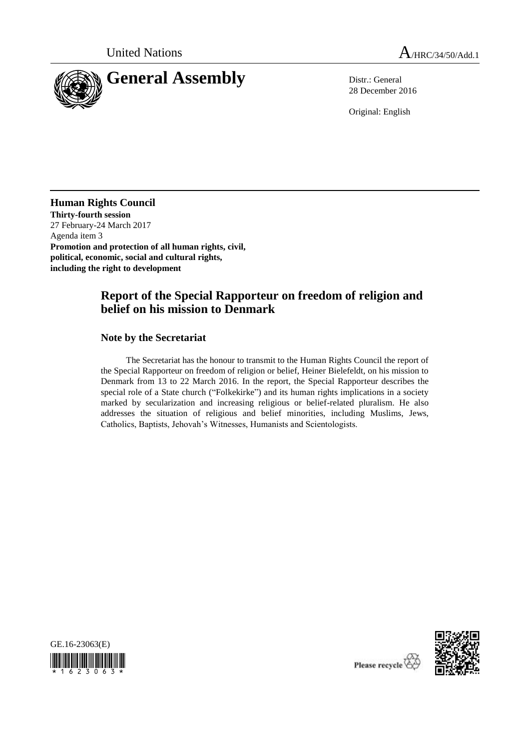United Nations A/HRC/34/50/Add.1

# General Assembly

Distr.: General
28 December 2016

Original: English

**Human Rights Council**
**Thirty-fourth session**
27 February-24 March 2017
Agenda item 3
**Promotion and protection of all human rights, civil, political, economic, social and cultural rights, including the right to development**

## Report of the Special Rapporteur on freedom of religion and belief on his mission to Denmark

### Note by the Secretariat

The Secretariat has the honour to transmit to the Human Rights Council the report of the Special Rapporteur on freedom of religion or belief, Heiner Bielefeldt, on his mission to Denmark from 13 to 22 March 2016. In the report, the Special Rapporteur describes the special role of a State church ("Folkekirke") and its human rights implications in a society marked by secularization and increasing religious or belief-related pluralism. He also addresses the situation of religious and belief minorities, including Muslims, Jews, Catholics, Baptists, Jehovah's Witnesses, Humanists and Scientologists.

GE.16-23063(E)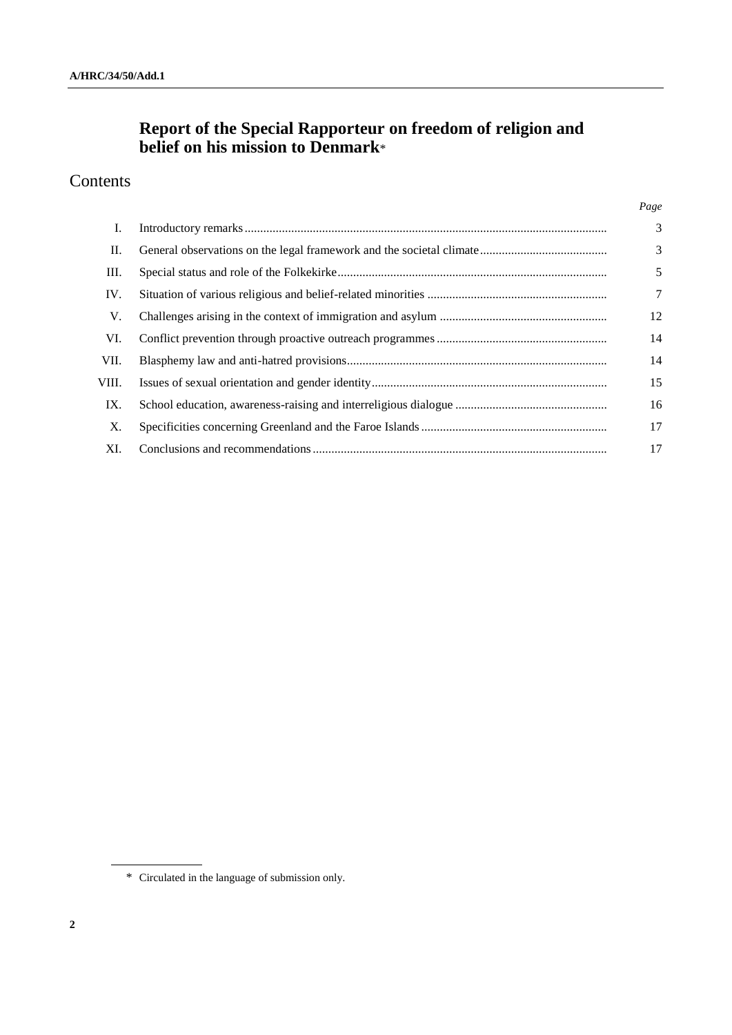# Report of the Special Rapporteur on freedom of religion and belief on his mission to Denmark*

## Contents

| | | *Page* |
|---|---|---|
| I. | Introductory remarks | 3 |
| II. | General observations on the legal framework and the societal climate | 3 |
| III. | Special status and role of the Folkekirke | 5 |
| IV. | Situation of various religious and belief-related minorities | 7 |
| V. | Challenges arising in the context of immigration and asylum | 12 |
| VI. | Conflict prevention through proactive outreach programmes | 14 |
| VII. | Blasphemy law and anti-hatred provisions | 14 |
| VIII. | Issues of sexual orientation and gender identity | 15 |
| IX. | School education, awareness-raising and interreligious dialogue | 16 |
| X. | Specificities concerning Greenland and the Faroe Islands | 17 |
| XI. | Conclusions and recommendations | 17 |

\* Circulated in the language of submission only.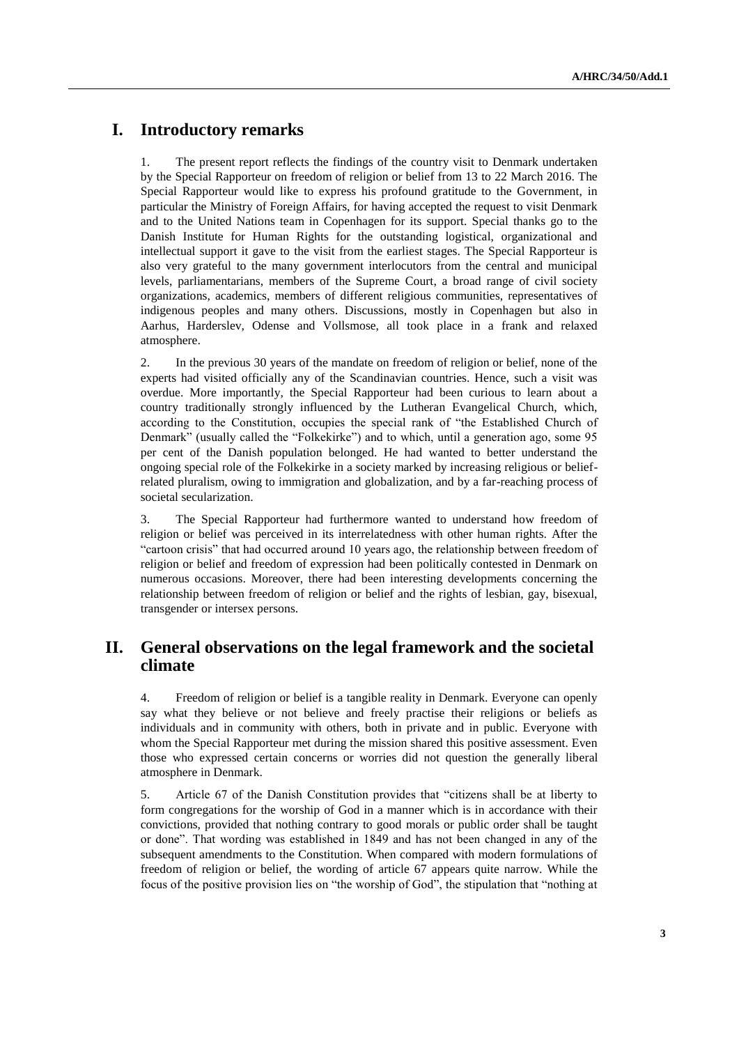# I. Introductory remarks

1. The present report reflects the findings of the country visit to Denmark undertaken by the Special Rapporteur on freedom of religion or belief from 13 to 22 March 2016. The Special Rapporteur would like to express his profound gratitude to the Government, in particular the Ministry of Foreign Affairs, for having accepted the request to visit Denmark and to the United Nations team in Copenhagen for its support. Special thanks go to the Danish Institute for Human Rights for the outstanding logistical, organizational and intellectual support it gave to the visit from the earliest stages. The Special Rapporteur is also very grateful to the many government interlocutors from the central and municipal levels, parliamentarians, members of the Supreme Court, a broad range of civil society organizations, academics, members of different religious communities, representatives of indigenous peoples and many others. Discussions, mostly in Copenhagen but also in Aarhus, Harderslev, Odense and Vollsmose, all took place in a frank and relaxed atmosphere.

2. In the previous 30 years of the mandate on freedom of religion or belief, none of the experts had visited officially any of the Scandinavian countries. Hence, such a visit was overdue. More importantly, the Special Rapporteur had been curious to learn about a country traditionally strongly influenced by the Lutheran Evangelical Church, which, according to the Constitution, occupies the special rank of "the Established Church of Denmark" (usually called the "Folkekirke") and to which, until a generation ago, some 95 per cent of the Danish population belonged. He had wanted to better understand the ongoing special role of the Folkekirke in a society marked by increasing religious or belief-related pluralism, owing to immigration and globalization, and by a far-reaching process of societal secularization.

3. The Special Rapporteur had furthermore wanted to understand how freedom of religion or belief was perceived in its interrelatedness with other human rights. After the "cartoon crisis" that had occurred around 10 years ago, the relationship between freedom of religion or belief and freedom of expression had been politically contested in Denmark on numerous occasions. Moreover, there had been interesting developments concerning the relationship between freedom of religion or belief and the rights of lesbian, gay, bisexual, transgender or intersex persons.

# II. General observations on the legal framework and the societal climate

4. Freedom of religion or belief is a tangible reality in Denmark. Everyone can openly say what they believe or not believe and freely practise their religions or beliefs as individuals and in community with others, both in private and in public. Everyone with whom the Special Rapporteur met during the mission shared this positive assessment. Even those who expressed certain concerns or worries did not question the generally liberal atmosphere in Denmark.

5. Article 67 of the Danish Constitution provides that "citizens shall be at liberty to form congregations for the worship of God in a manner which is in accordance with their convictions, provided that nothing contrary to good morals or public order shall be taught or done". That wording was established in 1849 and has not been changed in any of the subsequent amendments to the Constitution. When compared with modern formulations of freedom of religion or belief, the wording of article 67 appears quite narrow. While the focus of the positive provision lies on "the worship of God", the stipulation that "nothing at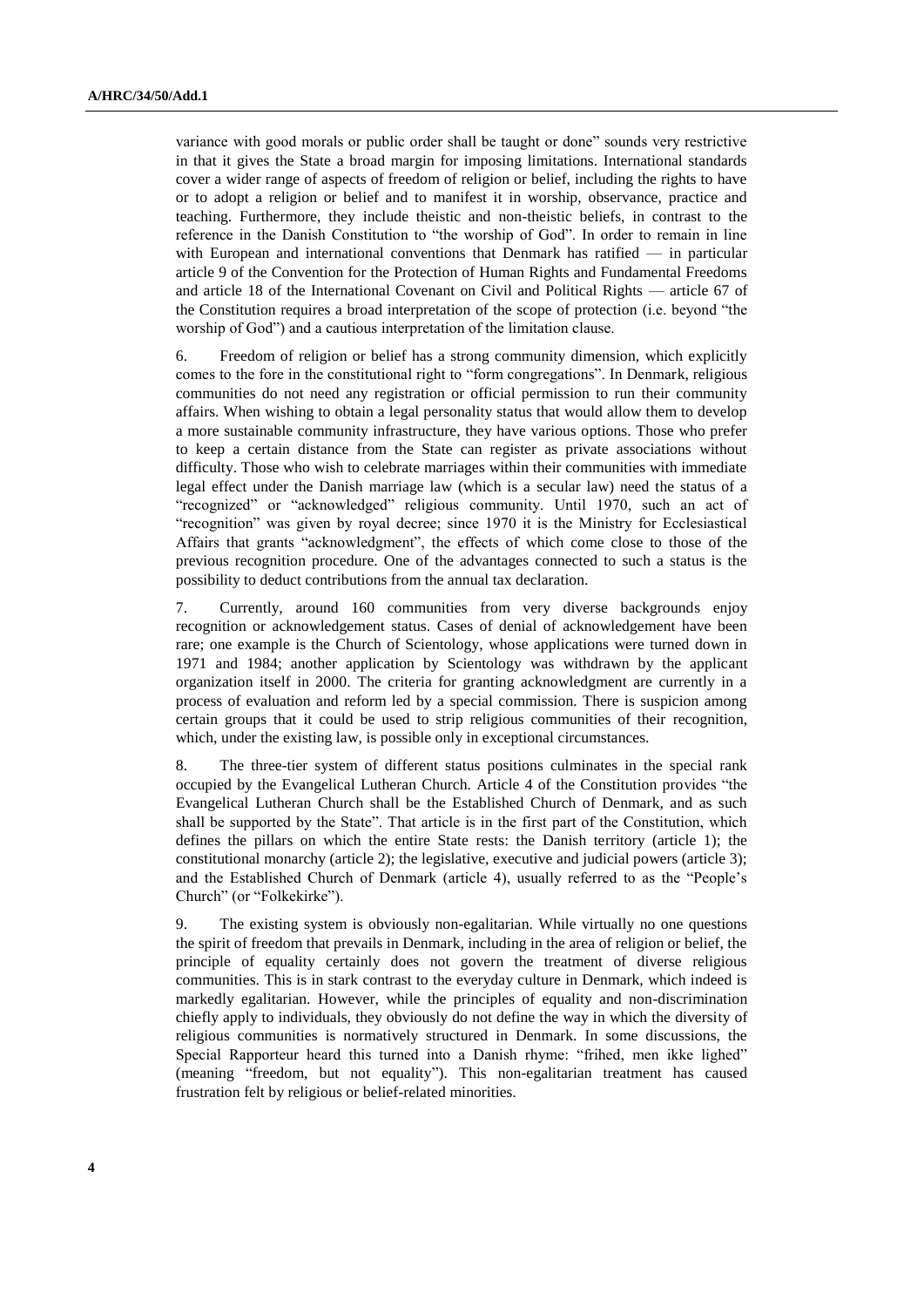variance with good morals or public order shall be taught or done" sounds very restrictive in that it gives the State a broad margin for imposing limitations. International standards cover a wider range of aspects of freedom of religion or belief, including the rights to have or to adopt a religion or belief and to manifest it in worship, observance, practice and teaching. Furthermore, they include theistic and non-theistic beliefs, in contrast to the reference in the Danish Constitution to "the worship of God". In order to remain in line with European and international conventions that Denmark has ratified — in particular article 9 of the Convention for the Protection of Human Rights and Fundamental Freedoms and article 18 of the International Covenant on Civil and Political Rights — article 67 of the Constitution requires a broad interpretation of the scope of protection (i.e. beyond "the worship of God") and a cautious interpretation of the limitation clause.

6. Freedom of religion or belief has a strong community dimension, which explicitly comes to the fore in the constitutional right to "form congregations". In Denmark, religious communities do not need any registration or official permission to run their community affairs. When wishing to obtain a legal personality status that would allow them to develop a more sustainable community infrastructure, they have various options. Those who prefer to keep a certain distance from the State can register as private associations without difficulty. Those who wish to celebrate marriages within their communities with immediate legal effect under the Danish marriage law (which is a secular law) need the status of a "recognized" or "acknowledged" religious community. Until 1970, such an act of "recognition" was given by royal decree; since 1970 it is the Ministry for Ecclesiastical Affairs that grants "acknowledgment", the effects of which come close to those of the previous recognition procedure. One of the advantages connected to such a status is the possibility to deduct contributions from the annual tax declaration.

7. Currently, around 160 communities from very diverse backgrounds enjoy recognition or acknowledgement status. Cases of denial of acknowledgement have been rare; one example is the Church of Scientology, whose applications were turned down in 1971 and 1984; another application by Scientology was withdrawn by the applicant organization itself in 2000. The criteria for granting acknowledgment are currently in a process of evaluation and reform led by a special commission. There is suspicion among certain groups that it could be used to strip religious communities of their recognition, which, under the existing law, is possible only in exceptional circumstances.

8. The three-tier system of different status positions culminates in the special rank occupied by the Evangelical Lutheran Church. Article 4 of the Constitution provides "the Evangelical Lutheran Church shall be the Established Church of Denmark, and as such shall be supported by the State". That article is in the first part of the Constitution, which defines the pillars on which the entire State rests: the Danish territory (article 1); the constitutional monarchy (article 2); the legislative, executive and judicial powers (article 3); and the Established Church of Denmark (article 4), usually referred to as the "People's Church" (or "Folkekirke").

9. The existing system is obviously non-egalitarian. While virtually no one questions the spirit of freedom that prevails in Denmark, including in the area of religion or belief, the principle of equality certainly does not govern the treatment of diverse religious communities. This is in stark contrast to the everyday culture in Denmark, which indeed is markedly egalitarian. However, while the principles of equality and non-discrimination chiefly apply to individuals, they obviously do not define the way in which the diversity of religious communities is normatively structured in Denmark. In some discussions, the Special Rapporteur heard this turned into a Danish rhyme: "frihed, men ikke lighed" (meaning "freedom, but not equality"). This non-egalitarian treatment has caused frustration felt by religious or belief-related minorities.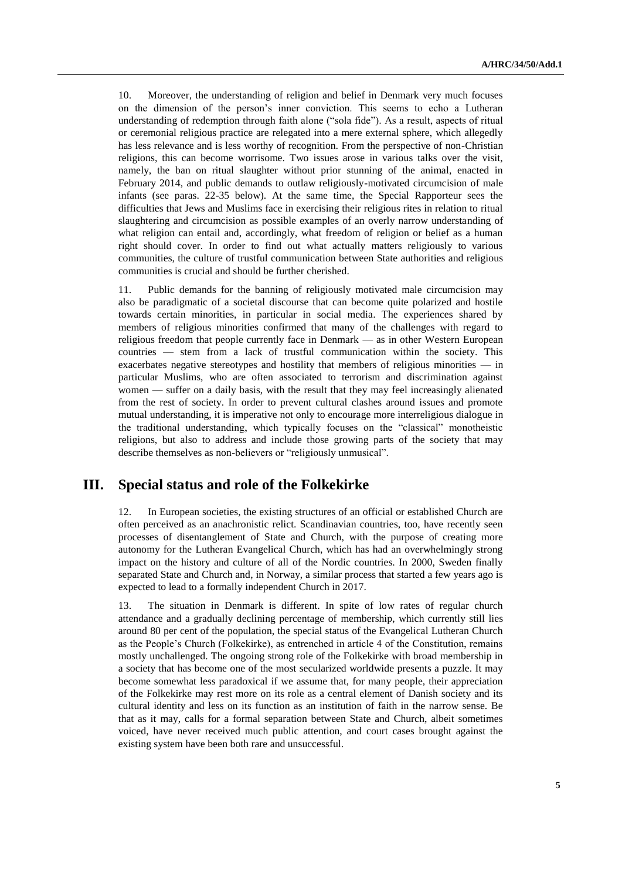10. Moreover, the understanding of religion and belief in Denmark very much focuses on the dimension of the person's inner conviction. This seems to echo a Lutheran understanding of redemption through faith alone ("sola fide"). As a result, aspects of ritual or ceremonial religious practice are relegated into a mere external sphere, which allegedly has less relevance and is less worthy of recognition. From the perspective of non-Christian religions, this can become worrisome. Two issues arose in various talks over the visit, namely, the ban on ritual slaughter without prior stunning of the animal, enacted in February 2014, and public demands to outlaw religiously-motivated circumcision of male infants (see paras. 22-35 below). At the same time, the Special Rapporteur sees the difficulties that Jews and Muslims face in exercising their religious rites in relation to ritual slaughtering and circumcision as possible examples of an overly narrow understanding of what religion can entail and, accordingly, what freedom of religion or belief as a human right should cover. In order to find out what actually matters religiously to various communities, the culture of trustful communication between State authorities and religious communities is crucial and should be further cherished.

11. Public demands for the banning of religiously motivated male circumcision may also be paradigmatic of a societal discourse that can become quite polarized and hostile towards certain minorities, in particular in social media. The experiences shared by members of religious minorities confirmed that many of the challenges with regard to religious freedom that people currently face in Denmark — as in other Western European countries — stem from a lack of trustful communication within the society. This exacerbates negative stereotypes and hostility that members of religious minorities — in particular Muslims, who are often associated to terrorism and discrimination against women — suffer on a daily basis, with the result that they may feel increasingly alienated from the rest of society. In order to prevent cultural clashes around issues and promote mutual understanding, it is imperative not only to encourage more interreligious dialogue in the traditional understanding, which typically focuses on the "classical" monotheistic religions, but also to address and include those growing parts of the society that may describe themselves as non-believers or "religiously unmusical".

## III. Special status and role of the Folkekirke

12. In European societies, the existing structures of an official or established Church are often perceived as an anachronistic relict. Scandinavian countries, too, have recently seen processes of disentanglement of State and Church, with the purpose of creating more autonomy for the Lutheran Evangelical Church, which has had an overwhelmingly strong impact on the history and culture of all of the Nordic countries. In 2000, Sweden finally separated State and Church and, in Norway, a similar process that started a few years ago is expected to lead to a formally independent Church in 2017.

13. The situation in Denmark is different. In spite of low rates of regular church attendance and a gradually declining percentage of membership, which currently still lies around 80 per cent of the population, the special status of the Evangelical Lutheran Church as the People's Church (Folkekirke), as entrenched in article 4 of the Constitution, remains mostly unchallenged. The ongoing strong role of the Folkekirke with broad membership in a society that has become one of the most secularized worldwide presents a puzzle. It may become somewhat less paradoxical if we assume that, for many people, their appreciation of the Folkekirke may rest more on its role as a central element of Danish society and its cultural identity and less on its function as an institution of faith in the narrow sense. Be that as it may, calls for a formal separation between State and Church, albeit sometimes voiced, have never received much public attention, and court cases brought against the existing system have been both rare and unsuccessful.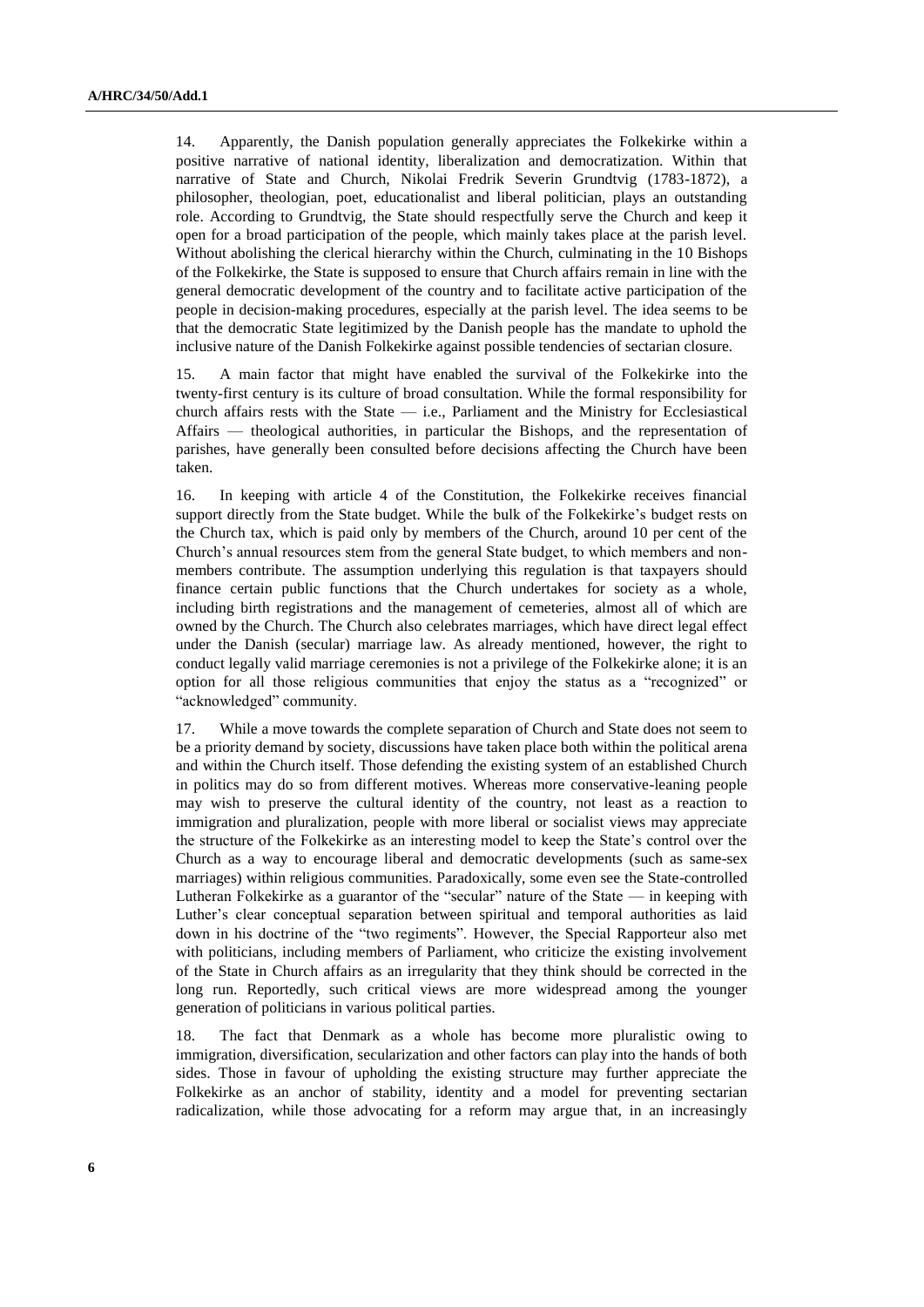14. Apparently, the Danish population generally appreciates the Folkekirke within a positive narrative of national identity, liberalization and democratization. Within that narrative of State and Church, Nikolai Fredrik Severin Grundtvig (1783-1872), a philosopher, theologian, poet, educationalist and liberal politician, plays an outstanding role. According to Grundtvig, the State should respectfully serve the Church and keep it open for a broad participation of the people, which mainly takes place at the parish level. Without abolishing the clerical hierarchy within the Church, culminating in the 10 Bishops of the Folkekirke, the State is supposed to ensure that Church affairs remain in line with the general democratic development of the country and to facilitate active participation of the people in decision-making procedures, especially at the parish level. The idea seems to be that the democratic State legitimized by the Danish people has the mandate to uphold the inclusive nature of the Danish Folkekirke against possible tendencies of sectarian closure.

15. A main factor that might have enabled the survival of the Folkekirke into the twenty-first century is its culture of broad consultation. While the formal responsibility for church affairs rests with the State — i.e., Parliament and the Ministry for Ecclesiastical Affairs — theological authorities, in particular the Bishops, and the representation of parishes, have generally been consulted before decisions affecting the Church have been taken.

16. In keeping with article 4 of the Constitution, the Folkekirke receives financial support directly from the State budget. While the bulk of the Folkekirke's budget rests on the Church tax, which is paid only by members of the Church, around 10 per cent of the Church's annual resources stem from the general State budget, to which members and non-members contribute. The assumption underlying this regulation is that taxpayers should finance certain public functions that the Church undertakes for society as a whole, including birth registrations and the management of cemeteries, almost all of which are owned by the Church. The Church also celebrates marriages, which have direct legal effect under the Danish (secular) marriage law. As already mentioned, however, the right to conduct legally valid marriage ceremonies is not a privilege of the Folkekirke alone; it is an option for all those religious communities that enjoy the status as a "recognized" or "acknowledged" community.

17. While a move towards the complete separation of Church and State does not seem to be a priority demand by society, discussions have taken place both within the political arena and within the Church itself. Those defending the existing system of an established Church in politics may do so from different motives. Whereas more conservative-leaning people may wish to preserve the cultural identity of the country, not least as a reaction to immigration and pluralization, people with more liberal or socialist views may appreciate the structure of the Folkekirke as an interesting model to keep the State's control over the Church as a way to encourage liberal and democratic developments (such as same-sex marriages) within religious communities. Paradoxically, some even see the State-controlled Lutheran Folkekirke as a guarantor of the "secular" nature of the State — in keeping with Luther's clear conceptual separation between spiritual and temporal authorities as laid down in his doctrine of the "two regiments". However, the Special Rapporteur also met with politicians, including members of Parliament, who criticize the existing involvement of the State in Church affairs as an irregularity that they think should be corrected in the long run. Reportedly, such critical views are more widespread among the younger generation of politicians in various political parties.

18. The fact that Denmark as a whole has become more pluralistic owing to immigration, diversification, secularization and other factors can play into the hands of both sides. Those in favour of upholding the existing structure may further appreciate the Folkekirke as an anchor of stability, identity and a model for preventing sectarian radicalization, while those advocating for a reform may argue that, in an increasingly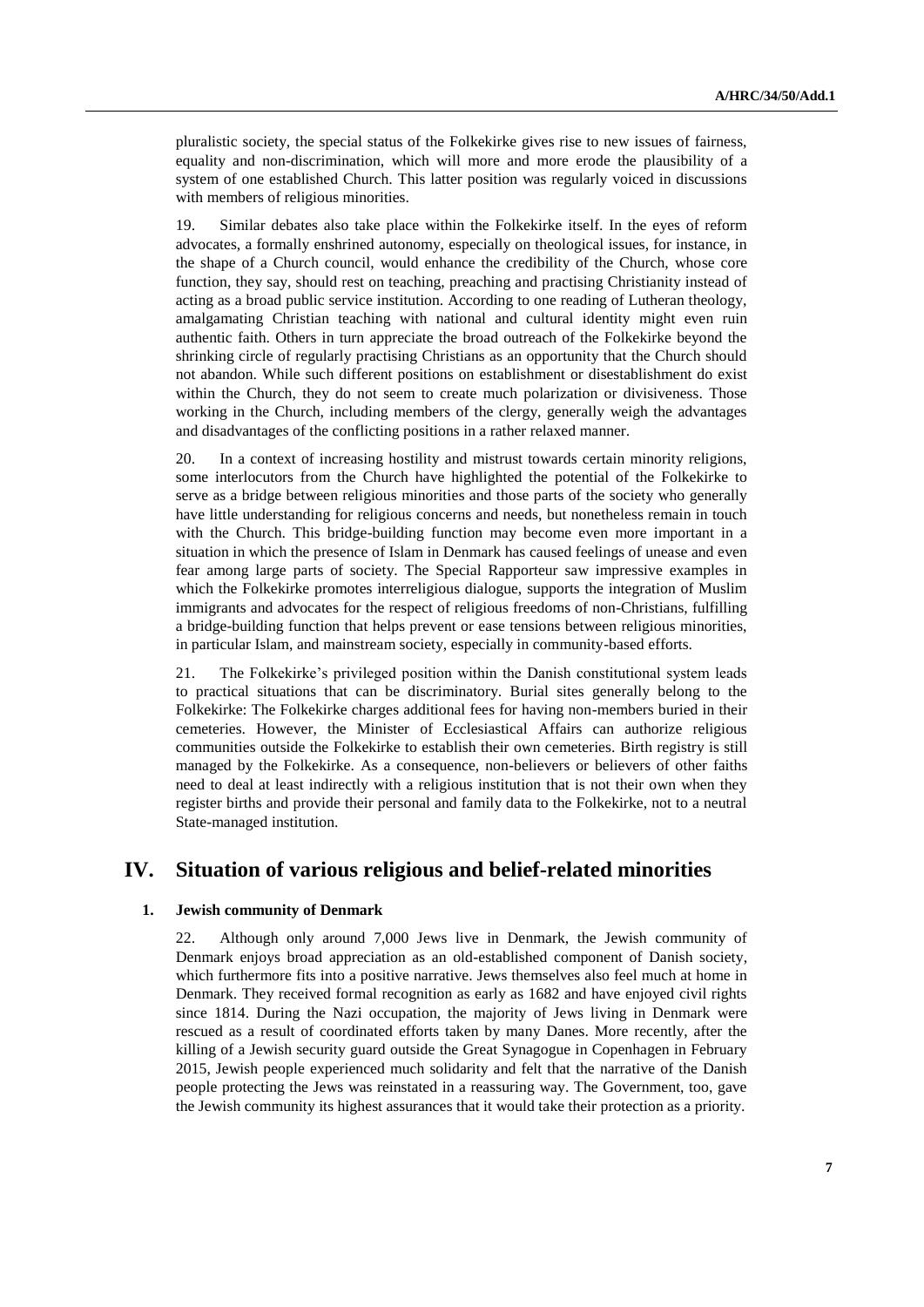pluralistic society, the special status of the Folkekirke gives rise to new issues of fairness, equality and non-discrimination, which will more and more erode the plausibility of a system of one established Church. This latter position was regularly voiced in discussions with members of religious minorities.

19. Similar debates also take place within the Folkekirke itself. In the eyes of reform advocates, a formally enshrined autonomy, especially on theological issues, for instance, in the shape of a Church council, would enhance the credibility of the Church, whose core function, they say, should rest on teaching, preaching and practising Christianity instead of acting as a broad public service institution. According to one reading of Lutheran theology, amalgamating Christian teaching with national and cultural identity might even ruin authentic faith. Others in turn appreciate the broad outreach of the Folkekirke beyond the shrinking circle of regularly practising Christians as an opportunity that the Church should not abandon. While such different positions on establishment or disestablishment do exist within the Church, they do not seem to create much polarization or divisiveness. Those working in the Church, including members of the clergy, generally weigh the advantages and disadvantages of the conflicting positions in a rather relaxed manner.

20. In a context of increasing hostility and mistrust towards certain minority religions, some interlocutors from the Church have highlighted the potential of the Folkekirke to serve as a bridge between religious minorities and those parts of the society who generally have little understanding for religious concerns and needs, but nonetheless remain in touch with the Church. This bridge-building function may become even more important in a situation in which the presence of Islam in Denmark has caused feelings of unease and even fear among large parts of society. The Special Rapporteur saw impressive examples in which the Folkekirke promotes interreligious dialogue, supports the integration of Muslim immigrants and advocates for the respect of religious freedoms of non-Christians, fulfilling a bridge-building function that helps prevent or ease tensions between religious minorities, in particular Islam, and mainstream society, especially in community-based efforts.

21. The Folkekirke's privileged position within the Danish constitutional system leads to practical situations that can be discriminatory. Burial sites generally belong to the Folkekirke: The Folkekirke charges additional fees for having non-members buried in their cemeteries. However, the Minister of Ecclesiastical Affairs can authorize religious communities outside the Folkekirke to establish their own cemeteries. Birth registry is still managed by the Folkekirke. As a consequence, non-believers or believers of other faiths need to deal at least indirectly with a religious institution that is not their own when they register births and provide their personal and family data to the Folkekirke, not to a neutral State-managed institution.

# IV. Situation of various religious and belief-related minorities

### 1. Jewish community of Denmark

22. Although only around 7,000 Jews live in Denmark, the Jewish community of Denmark enjoys broad appreciation as an old-established component of Danish society, which furthermore fits into a positive narrative. Jews themselves also feel much at home in Denmark. They received formal recognition as early as 1682 and have enjoyed civil rights since 1814. During the Nazi occupation, the majority of Jews living in Denmark were rescued as a result of coordinated efforts taken by many Danes. More recently, after the killing of a Jewish security guard outside the Great Synagogue in Copenhagen in February 2015, Jewish people experienced much solidarity and felt that the narrative of the Danish people protecting the Jews was reinstated in a reassuring way. The Government, too, gave the Jewish community its highest assurances that it would take their protection as a priority.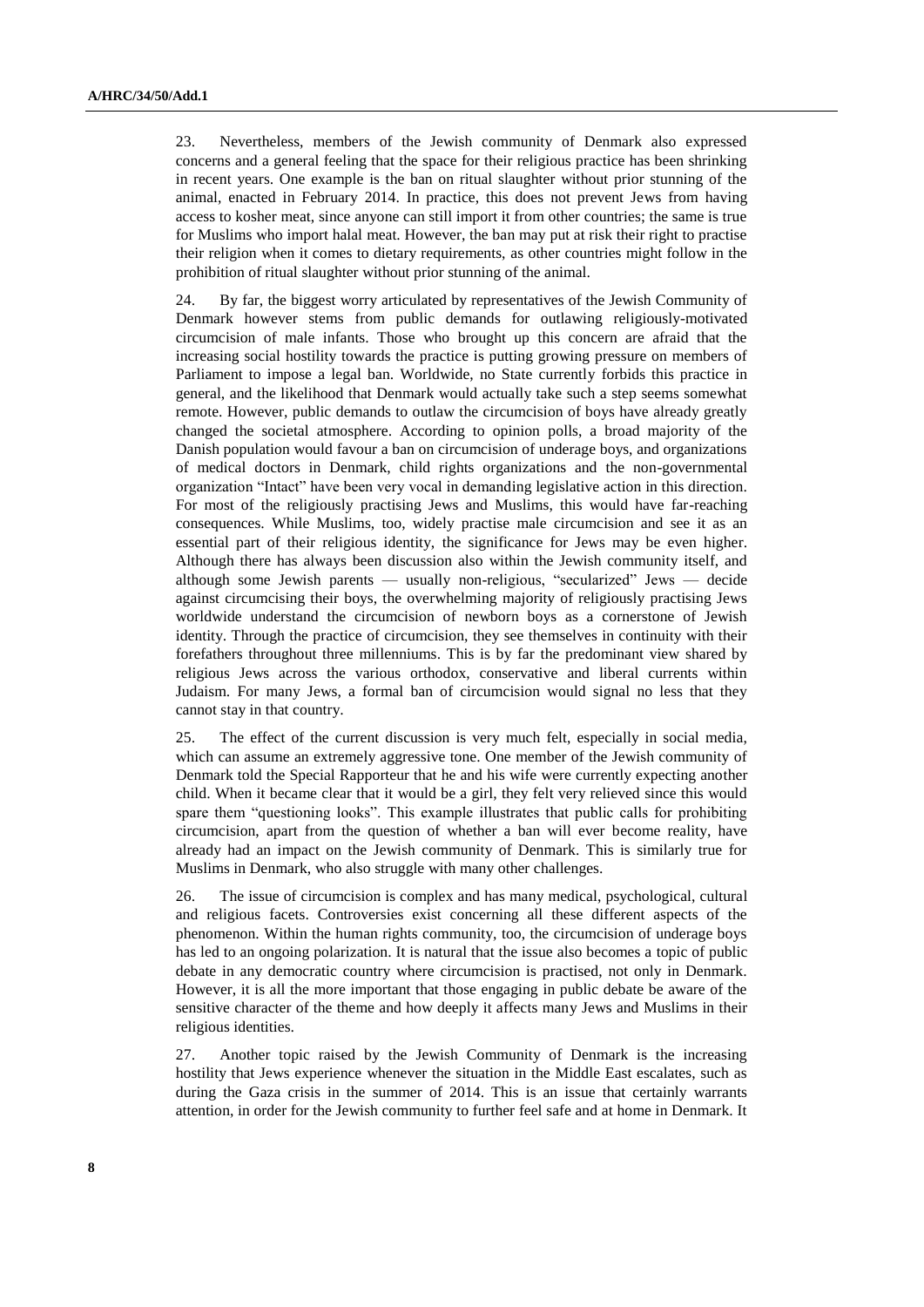23. Nevertheless, members of the Jewish community of Denmark also expressed concerns and a general feeling that the space for their religious practice has been shrinking in recent years. One example is the ban on ritual slaughter without prior stunning of the animal, enacted in February 2014. In practice, this does not prevent Jews from having access to kosher meat, since anyone can still import it from other countries; the same is true for Muslims who import halal meat. However, the ban may put at risk their right to practise their religion when it comes to dietary requirements, as other countries might follow in the prohibition of ritual slaughter without prior stunning of the animal.

24. By far, the biggest worry articulated by representatives of the Jewish Community of Denmark however stems from public demands for outlawing religiously-motivated circumcision of male infants. Those who brought up this concern are afraid that the increasing social hostility towards the practice is putting growing pressure on members of Parliament to impose a legal ban. Worldwide, no State currently forbids this practice in general, and the likelihood that Denmark would actually take such a step seems somewhat remote. However, public demands to outlaw the circumcision of boys have already greatly changed the societal atmosphere. According to opinion polls, a broad majority of the Danish population would favour a ban on circumcision of underage boys, and organizations of medical doctors in Denmark, child rights organizations and the non-governmental organization "Intact" have been very vocal in demanding legislative action in this direction. For most of the religiously practising Jews and Muslims, this would have far-reaching consequences. While Muslims, too, widely practise male circumcision and see it as an essential part of their religious identity, the significance for Jews may be even higher. Although there has always been discussion also within the Jewish community itself, and although some Jewish parents — usually non-religious, "secularized" Jews — decide against circumcising their boys, the overwhelming majority of religiously practising Jews worldwide understand the circumcision of newborn boys as a cornerstone of Jewish identity. Through the practice of circumcision, they see themselves in continuity with their forefathers throughout three millenniums. This is by far the predominant view shared by religious Jews across the various orthodox, conservative and liberal currents within Judaism. For many Jews, a formal ban of circumcision would signal no less that they cannot stay in that country.

25. The effect of the current discussion is very much felt, especially in social media, which can assume an extremely aggressive tone. One member of the Jewish community of Denmark told the Special Rapporteur that he and his wife were currently expecting another child. When it became clear that it would be a girl, they felt very relieved since this would spare them "questioning looks". This example illustrates that public calls for prohibiting circumcision, apart from the question of whether a ban will ever become reality, have already had an impact on the Jewish community of Denmark. This is similarly true for Muslims in Denmark, who also struggle with many other challenges.

26. The issue of circumcision is complex and has many medical, psychological, cultural and religious facets. Controversies exist concerning all these different aspects of the phenomenon. Within the human rights community, too, the circumcision of underage boys has led to an ongoing polarization. It is natural that the issue also becomes a topic of public debate in any democratic country where circumcision is practised, not only in Denmark. However, it is all the more important that those engaging in public debate be aware of the sensitive character of the theme and how deeply it affects many Jews and Muslims in their religious identities.

27. Another topic raised by the Jewish Community of Denmark is the increasing hostility that Jews experience whenever the situation in the Middle East escalates, such as during the Gaza crisis in the summer of 2014. This is an issue that certainly warrants attention, in order for the Jewish community to further feel safe and at home in Denmark. It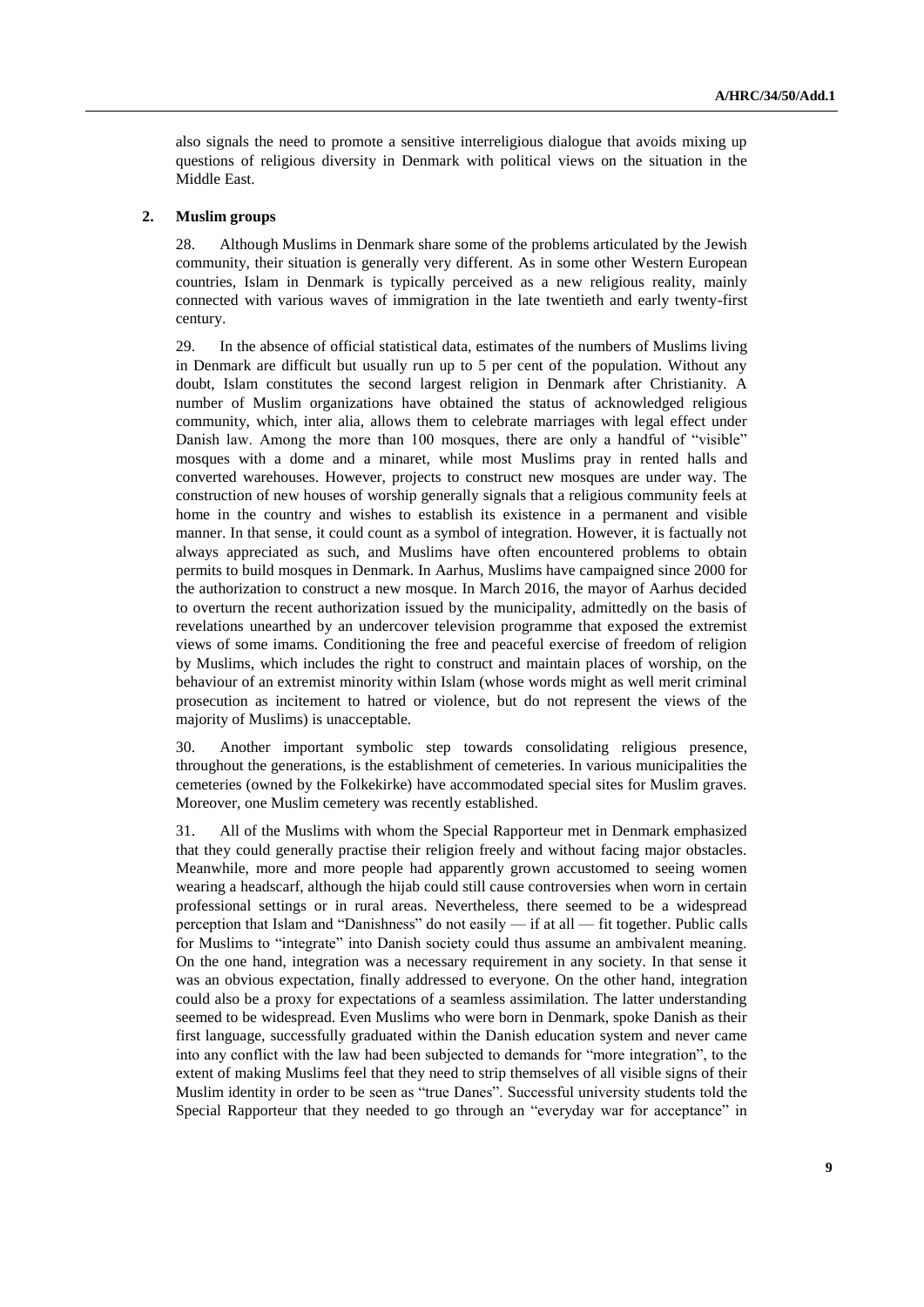also signals the need to promote a sensitive interreligious dialogue that avoids mixing up questions of religious diversity in Denmark with political views on the situation in the Middle East.

### 2. Muslim groups

28. Although Muslims in Denmark share some of the problems articulated by the Jewish community, their situation is generally very different. As in some other Western European countries, Islam in Denmark is typically perceived as a new religious reality, mainly connected with various waves of immigration in the late twentieth and early twenty-first century.

29. In the absence of official statistical data, estimates of the numbers of Muslims living in Denmark are difficult but usually run up to 5 per cent of the population. Without any doubt, Islam constitutes the second largest religion in Denmark after Christianity. A number of Muslim organizations have obtained the status of acknowledged religious community, which, inter alia, allows them to celebrate marriages with legal effect under Danish law. Among the more than 100 mosques, there are only a handful of "visible" mosques with a dome and a minaret, while most Muslims pray in rented halls and converted warehouses. However, projects to construct new mosques are under way. The construction of new houses of worship generally signals that a religious community feels at home in the country and wishes to establish its existence in a permanent and visible manner. In that sense, it could count as a symbol of integration. However, it is factually not always appreciated as such, and Muslims have often encountered problems to obtain permits to build mosques in Denmark. In Aarhus, Muslims have campaigned since 2000 for the authorization to construct a new mosque. In March 2016, the mayor of Aarhus decided to overturn the recent authorization issued by the municipality, admittedly on the basis of revelations unearthed by an undercover television programme that exposed the extremist views of some imams. Conditioning the free and peaceful exercise of freedom of religion by Muslims, which includes the right to construct and maintain places of worship, on the behaviour of an extremist minority within Islam (whose words might as well merit criminal prosecution as incitement to hatred or violence, but do not represent the views of the majority of Muslims) is unacceptable.

30. Another important symbolic step towards consolidating religious presence, throughout the generations, is the establishment of cemeteries. In various municipalities the cemeteries (owned by the Folkekirke) have accommodated special sites for Muslim graves. Moreover, one Muslim cemetery was recently established.

31. All of the Muslims with whom the Special Rapporteur met in Denmark emphasized that they could generally practise their religion freely and without facing major obstacles. Meanwhile, more and more people had apparently grown accustomed to seeing women wearing a headscarf, although the hijab could still cause controversies when worn in certain professional settings or in rural areas. Nevertheless, there seemed to be a widespread perception that Islam and "Danishness" do not easily — if at all — fit together. Public calls for Muslims to "integrate" into Danish society could thus assume an ambivalent meaning. On the one hand, integration was a necessary requirement in any society. In that sense it was an obvious expectation, finally addressed to everyone. On the other hand, integration could also be a proxy for expectations of a seamless assimilation. The latter understanding seemed to be widespread. Even Muslims who were born in Denmark, spoke Danish as their first language, successfully graduated within the Danish education system and never came into any conflict with the law had been subjected to demands for "more integration", to the extent of making Muslims feel that they need to strip themselves of all visible signs of their Muslim identity in order to be seen as "true Danes". Successful university students told the Special Rapporteur that they needed to go through an "everyday war for acceptance" in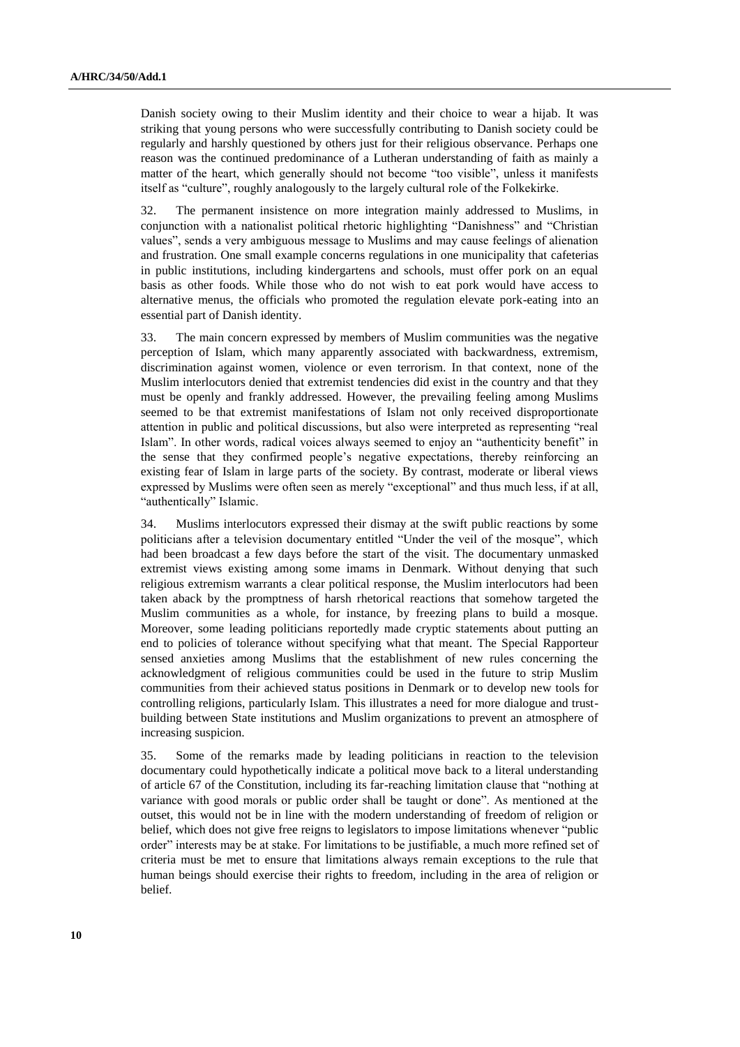Danish society owing to their Muslim identity and their choice to wear a hijab. It was striking that young persons who were successfully contributing to Danish society could be regularly and harshly questioned by others just for their religious observance. Perhaps one reason was the continued predominance of a Lutheran understanding of faith as mainly a matter of the heart, which generally should not become "too visible", unless it manifests itself as "culture", roughly analogously to the largely cultural role of the Folkekirke.

32. The permanent insistence on more integration mainly addressed to Muslims, in conjunction with a nationalist political rhetoric highlighting "Danishness" and "Christian values", sends a very ambiguous message to Muslims and may cause feelings of alienation and frustration. One small example concerns regulations in one municipality that cafeterias in public institutions, including kindergartens and schools, must offer pork on an equal basis as other foods. While those who do not wish to eat pork would have access to alternative menus, the officials who promoted the regulation elevate pork-eating into an essential part of Danish identity.

33. The main concern expressed by members of Muslim communities was the negative perception of Islam, which many apparently associated with backwardness, extremism, discrimination against women, violence or even terrorism. In that context, none of the Muslim interlocutors denied that extremist tendencies did exist in the country and that they must be openly and frankly addressed. However, the prevailing feeling among Muslims seemed to be that extremist manifestations of Islam not only received disproportionate attention in public and political discussions, but also were interpreted as representing "real Islam". In other words, radical voices always seemed to enjoy an "authenticity benefit" in the sense that they confirmed people's negative expectations, thereby reinforcing an existing fear of Islam in large parts of the society. By contrast, moderate or liberal views expressed by Muslims were often seen as merely "exceptional" and thus much less, if at all, "authentically" Islamic.

34. Muslims interlocutors expressed their dismay at the swift public reactions by some politicians after a television documentary entitled "Under the veil of the mosque", which had been broadcast a few days before the start of the visit. The documentary unmasked extremist views existing among some imams in Denmark. Without denying that such religious extremism warrants a clear political response, the Muslim interlocutors had been taken aback by the promptness of harsh rhetorical reactions that somehow targeted the Muslim communities as a whole, for instance, by freezing plans to build a mosque. Moreover, some leading politicians reportedly made cryptic statements about putting an end to policies of tolerance without specifying what that meant. The Special Rapporteur sensed anxieties among Muslims that the establishment of new rules concerning the acknowledgment of religious communities could be used in the future to strip Muslim communities from their achieved status positions in Denmark or to develop new tools for controlling religions, particularly Islam. This illustrates a need for more dialogue and trust-building between State institutions and Muslim organizations to prevent an atmosphere of increasing suspicion.

35. Some of the remarks made by leading politicians in reaction to the television documentary could hypothetically indicate a political move back to a literal understanding of article 67 of the Constitution, including its far-reaching limitation clause that "nothing at variance with good morals or public order shall be taught or done". As mentioned at the outset, this would not be in line with the modern understanding of freedom of religion or belief, which does not give free reigns to legislators to impose limitations whenever "public order" interests may be at stake. For limitations to be justifiable, a much more refined set of criteria must be met to ensure that limitations always remain exceptions to the rule that human beings should exercise their rights to freedom, including in the area of religion or belief.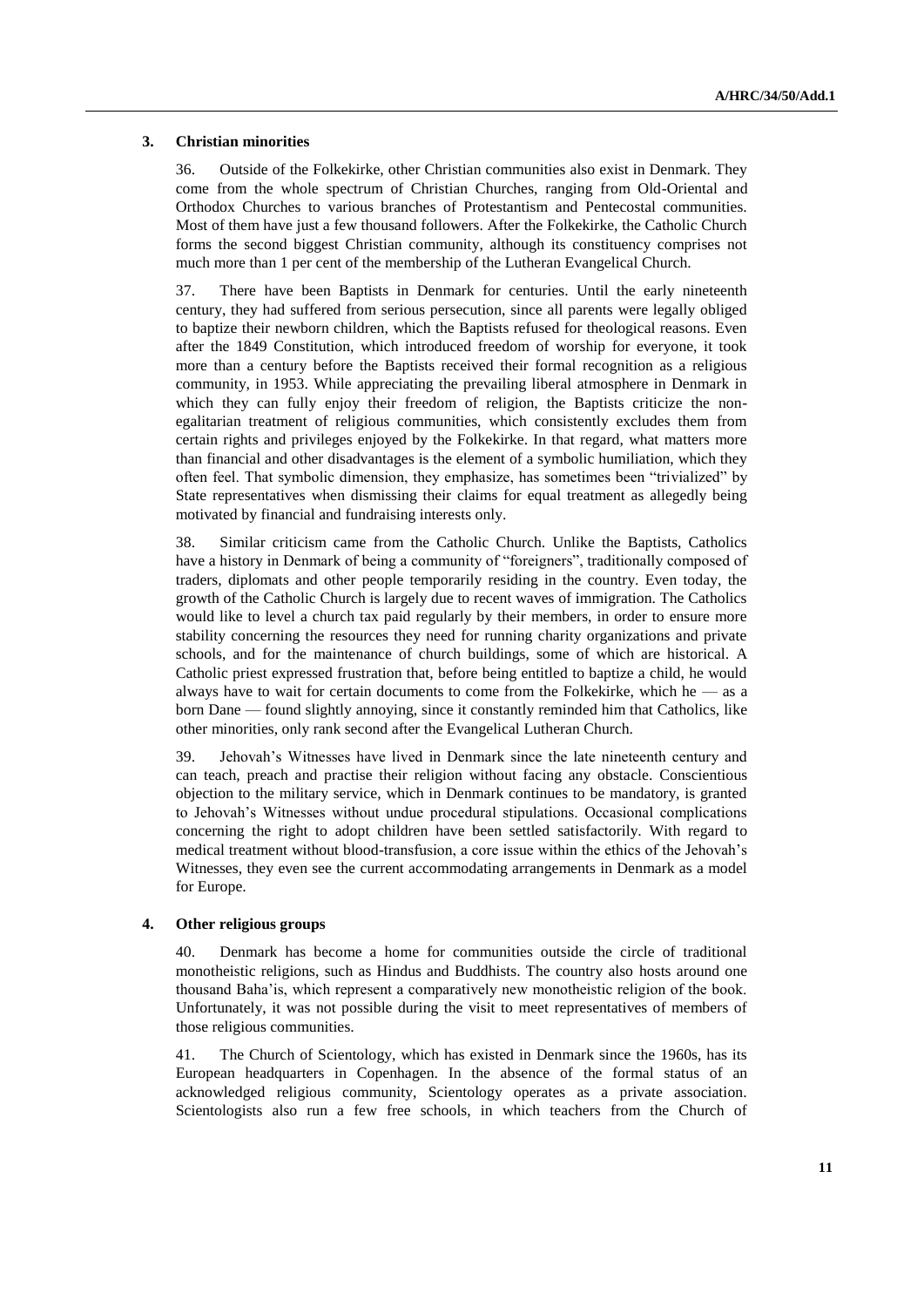### 3. Christian minorities

36. Outside of the Folkekirke, other Christian communities also exist in Denmark. They come from the whole spectrum of Christian Churches, ranging from Old-Oriental and Orthodox Churches to various branches of Protestantism and Pentecostal communities. Most of them have just a few thousand followers. After the Folkekirke, the Catholic Church forms the second biggest Christian community, although its constituency comprises not much more than 1 per cent of the membership of the Lutheran Evangelical Church.

37. There have been Baptists in Denmark for centuries. Until the early nineteenth century, they had suffered from serious persecution, since all parents were legally obliged to baptize their newborn children, which the Baptists refused for theological reasons. Even after the 1849 Constitution, which introduced freedom of worship for everyone, it took more than a century before the Baptists received their formal recognition as a religious community, in 1953. While appreciating the prevailing liberal atmosphere in Denmark in which they can fully enjoy their freedom of religion, the Baptists criticize the non-egalitarian treatment of religious communities, which consistently excludes them from certain rights and privileges enjoyed by the Folkekirke. In that regard, what matters more than financial and other disadvantages is the element of a symbolic humiliation, which they often feel. That symbolic dimension, they emphasize, has sometimes been "trivialized" by State representatives when dismissing their claims for equal treatment as allegedly being motivated by financial and fundraising interests only.

38. Similar criticism came from the Catholic Church. Unlike the Baptists, Catholics have a history in Denmark of being a community of "foreigners", traditionally composed of traders, diplomats and other people temporarily residing in the country. Even today, the growth of the Catholic Church is largely due to recent waves of immigration. The Catholics would like to level a church tax paid regularly by their members, in order to ensure more stability concerning the resources they need for running charity organizations and private schools, and for the maintenance of church buildings, some of which are historical. A Catholic priest expressed frustration that, before being entitled to baptize a child, he would always have to wait for certain documents to come from the Folkekirke, which he — as a born Dane — found slightly annoying, since it constantly reminded him that Catholics, like other minorities, only rank second after the Evangelical Lutheran Church.

39. Jehovah's Witnesses have lived in Denmark since the late nineteenth century and can teach, preach and practise their religion without facing any obstacle. Conscientious objection to the military service, which in Denmark continues to be mandatory, is granted to Jehovah's Witnesses without undue procedural stipulations. Occasional complications concerning the right to adopt children have been settled satisfactorily. With regard to medical treatment without blood-transfusion, a core issue within the ethics of the Jehovah's Witnesses, they even see the current accommodating arrangements in Denmark as a model for Europe.

### 4. Other religious groups

40. Denmark has become a home for communities outside the circle of traditional monotheistic religions, such as Hindus and Buddhists. The country also hosts around one thousand Baha'is, which represent a comparatively new monotheistic religion of the book. Unfortunately, it was not possible during the visit to meet representatives of members of those religious communities.

41. The Church of Scientology, which has existed in Denmark since the 1960s, has its European headquarters in Copenhagen. In the absence of the formal status of an acknowledged religious community, Scientology operates as a private association. Scientologists also run a few free schools, in which teachers from the Church of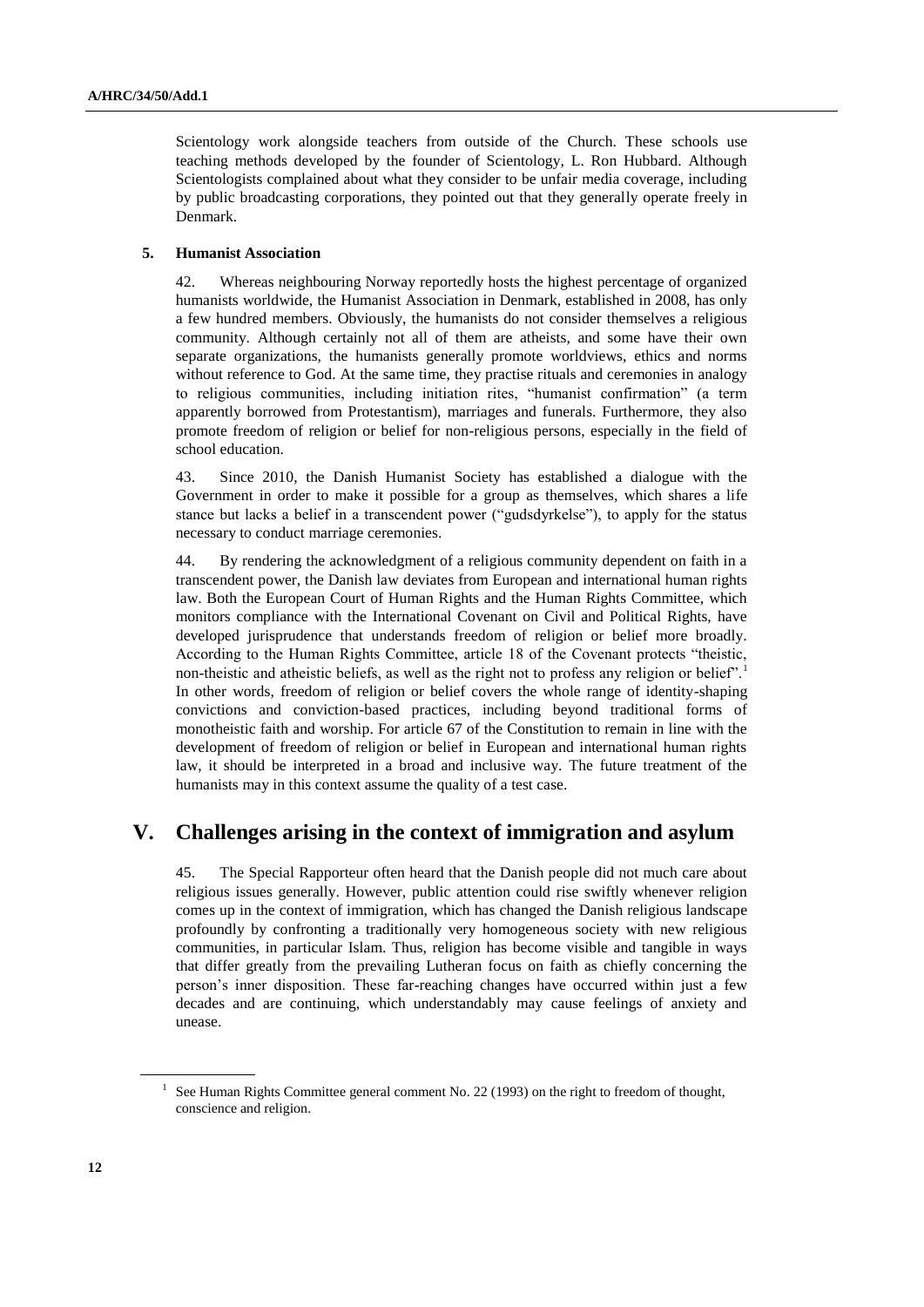Scientology work alongside teachers from outside of the Church. These schools use teaching methods developed by the founder of Scientology, L. Ron Hubbard. Although Scientologists complained about what they consider to be unfair media coverage, including by public broadcasting corporations, they pointed out that they generally operate freely in Denmark.

### 5. Humanist Association

42. Whereas neighbouring Norway reportedly hosts the highest percentage of organized humanists worldwide, the Humanist Association in Denmark, established in 2008, has only a few hundred members. Obviously, the humanists do not consider themselves a religious community. Although certainly not all of them are atheists, and some have their own separate organizations, the humanists generally promote worldviews, ethics and norms without reference to God. At the same time, they practise rituals and ceremonies in analogy to religious communities, including initiation rites, "humanist confirmation" (a term apparently borrowed from Protestantism), marriages and funerals. Furthermore, they also promote freedom of religion or belief for non-religious persons, especially in the field of school education.

43. Since 2010, the Danish Humanist Society has established a dialogue with the Government in order to make it possible for a group as themselves, which shares a life stance but lacks a belief in a transcendent power ("gudsdyrkelse"), to apply for the status necessary to conduct marriage ceremonies.

44. By rendering the acknowledgment of a religious community dependent on faith in a transcendent power, the Danish law deviates from European and international human rights law. Both the European Court of Human Rights and the Human Rights Committee, which monitors compliance with the International Covenant on Civil and Political Rights, have developed jurisprudence that understands freedom of religion or belief more broadly. According to the Human Rights Committee, article 18 of the Covenant protects "theistic, non-theistic and atheistic beliefs, as well as the right not to profess any religion or belief".[1] In other words, freedom of religion or belief covers the whole range of identity-shaping convictions and conviction-based practices, including beyond traditional forms of monotheistic faith and worship. For article 67 of the Constitution to remain in line with the development of freedom of religion or belief in European and international human rights law, it should be interpreted in a broad and inclusive way. The future treatment of the humanists may in this context assume the quality of a test case.

## V. Challenges arising in the context of immigration and asylum

45. The Special Rapporteur often heard that the Danish people did not much care about religious issues generally. However, public attention could rise swiftly whenever religion comes up in the context of immigration, which has changed the Danish religious landscape profoundly by confronting a traditionally very homogeneous society with new religious communities, in particular Islam. Thus, religion has become visible and tangible in ways that differ greatly from the prevailing Lutheran focus on faith as chiefly concerning the person's inner disposition. These far-reaching changes have occurred within just a few decades and are continuing, which understandably may cause feelings of anxiety and unease.

---

[1] See Human Rights Committee general comment No. 22 (1993) on the right to freedom of thought, conscience and religion.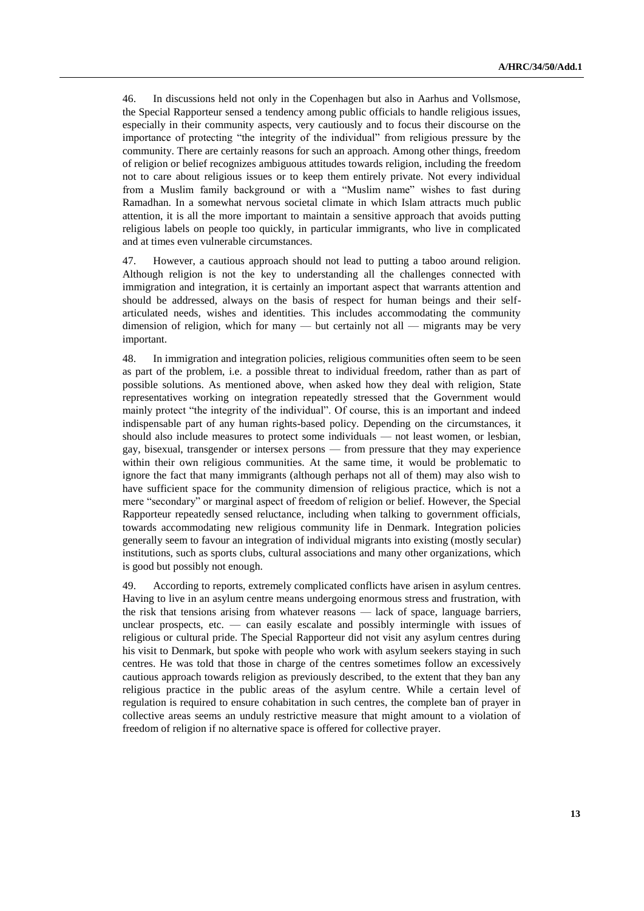46. In discussions held not only in the Copenhagen but also in Aarhus and Vollsmose, the Special Rapporteur sensed a tendency among public officials to handle religious issues, especially in their community aspects, very cautiously and to focus their discourse on the importance of protecting "the integrity of the individual" from religious pressure by the community. There are certainly reasons for such an approach. Among other things, freedom of religion or belief recognizes ambiguous attitudes towards religion, including the freedom not to care about religious issues or to keep them entirely private. Not every individual from a Muslim family background or with a "Muslim name" wishes to fast during Ramadhan. In a somewhat nervous societal climate in which Islam attracts much public attention, it is all the more important to maintain a sensitive approach that avoids putting religious labels on people too quickly, in particular immigrants, who live in complicated and at times even vulnerable circumstances.

47. However, a cautious approach should not lead to putting a taboo around religion. Although religion is not the key to understanding all the challenges connected with immigration and integration, it is certainly an important aspect that warrants attention and should be addressed, always on the basis of respect for human beings and their self-articulated needs, wishes and identities. This includes accommodating the community dimension of religion, which for many — but certainly not all — migrants may be very important.

48. In immigration and integration policies, religious communities often seem to be seen as part of the problem, i.e. a possible threat to individual freedom, rather than as part of possible solutions. As mentioned above, when asked how they deal with religion, State representatives working on integration repeatedly stressed that the Government would mainly protect "the integrity of the individual". Of course, this is an important and indeed indispensable part of any human rights-based policy. Depending on the circumstances, it should also include measures to protect some individuals — not least women, or lesbian, gay, bisexual, transgender or intersex persons — from pressure that they may experience within their own religious communities. At the same time, it would be problematic to ignore the fact that many immigrants (although perhaps not all of them) may also wish to have sufficient space for the community dimension of religious practice, which is not a mere "secondary" or marginal aspect of freedom of religion or belief. However, the Special Rapporteur repeatedly sensed reluctance, including when talking to government officials, towards accommodating new religious community life in Denmark. Integration policies generally seem to favour an integration of individual migrants into existing (mostly secular) institutions, such as sports clubs, cultural associations and many other organizations, which is good but possibly not enough.

49. According to reports, extremely complicated conflicts have arisen in asylum centres. Having to live in an asylum centre means undergoing enormous stress and frustration, with the risk that tensions arising from whatever reasons — lack of space, language barriers, unclear prospects, etc. — can easily escalate and possibly intermingle with issues of religious or cultural pride. The Special Rapporteur did not visit any asylum centres during his visit to Denmark, but spoke with people who work with asylum seekers staying in such centres. He was told that those in charge of the centres sometimes follow an excessively cautious approach towards religion as previously described, to the extent that they ban any religious practice in the public areas of the asylum centre. While a certain level of regulation is required to ensure cohabitation in such centres, the complete ban of prayer in collective areas seems an unduly restrictive measure that might amount to a violation of freedom of religion if no alternative space is offered for collective prayer.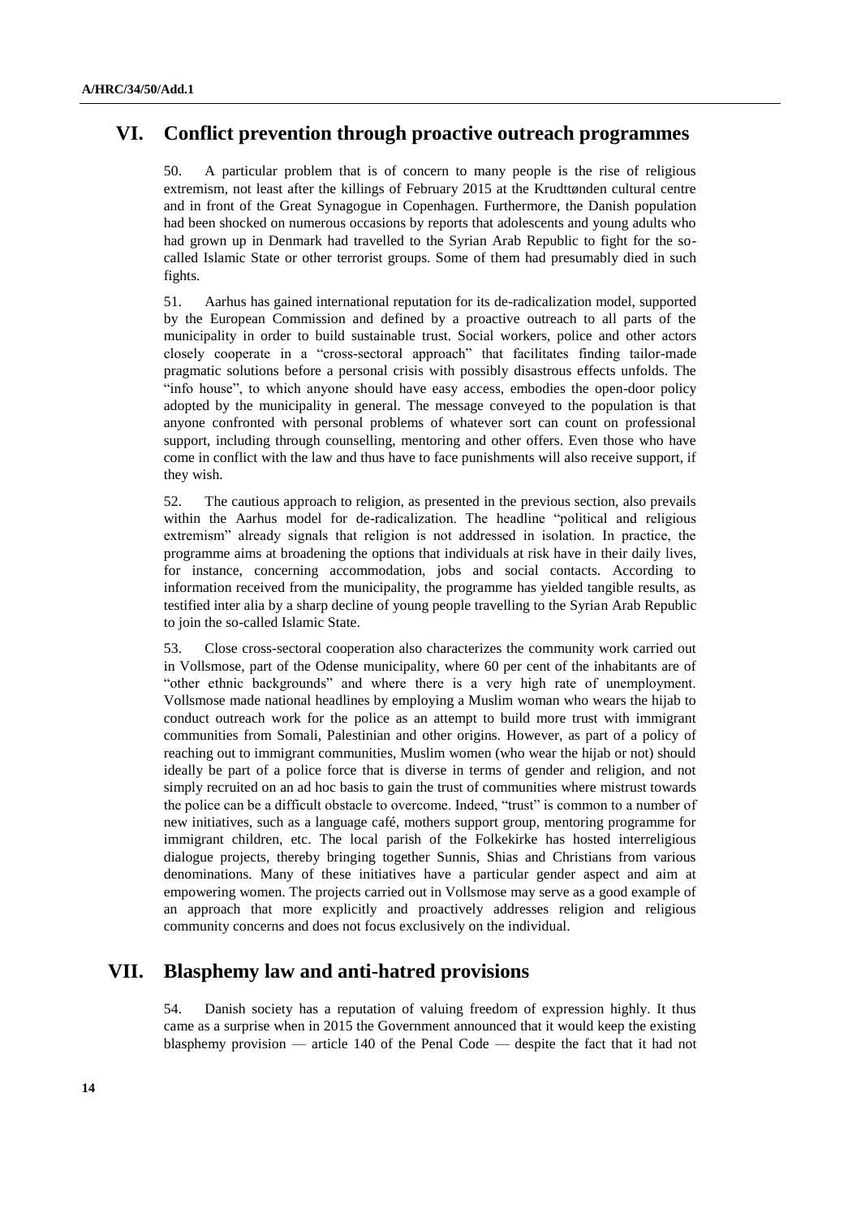## VI. Conflict prevention through proactive outreach programmes

50. A particular problem that is of concern to many people is the rise of religious extremism, not least after the killings of February 2015 at the Krudttønden cultural centre and in front of the Great Synagogue in Copenhagen. Furthermore, the Danish population had been shocked on numerous occasions by reports that adolescents and young adults who had grown up in Denmark had travelled to the Syrian Arab Republic to fight for the so-called Islamic State or other terrorist groups. Some of them had presumably died in such fights.

51. Aarhus has gained international reputation for its de-radicalization model, supported by the European Commission and defined by a proactive outreach to all parts of the municipality in order to build sustainable trust. Social workers, police and other actors closely cooperate in a "cross-sectoral approach" that facilitates finding tailor-made pragmatic solutions before a personal crisis with possibly disastrous effects unfolds. The "info house", to which anyone should have easy access, embodies the open-door policy adopted by the municipality in general. The message conveyed to the population is that anyone confronted with personal problems of whatever sort can count on professional support, including through counselling, mentoring and other offers. Even those who have come in conflict with the law and thus have to face punishments will also receive support, if they wish.

52. The cautious approach to religion, as presented in the previous section, also prevails within the Aarhus model for de-radicalization. The headline "political and religious extremism" already signals that religion is not addressed in isolation. In practice, the programme aims at broadening the options that individuals at risk have in their daily lives, for instance, concerning accommodation, jobs and social contacts. According to information received from the municipality, the programme has yielded tangible results, as testified inter alia by a sharp decline of young people travelling to the Syrian Arab Republic to join the so-called Islamic State.

53. Close cross-sectoral cooperation also characterizes the community work carried out in Vollsmose, part of the Odense municipality, where 60 per cent of the inhabitants are of "other ethnic backgrounds" and where there is a very high rate of unemployment. Vollsmose made national headlines by employing a Muslim woman who wears the hijab to conduct outreach work for the police as an attempt to build more trust with immigrant communities from Somali, Palestinian and other origins. However, as part of a policy of reaching out to immigrant communities, Muslim women (who wear the hijab or not) should ideally be part of a police force that is diverse in terms of gender and religion, and not simply recruited on an ad hoc basis to gain the trust of communities where mistrust towards the police can be a difficult obstacle to overcome. Indeed, "trust" is common to a number of new initiatives, such as a language café, mothers support group, mentoring programme for immigrant children, etc. The local parish of the Folkekirke has hosted interreligious dialogue projects, thereby bringing together Sunnis, Shias and Christians from various denominations. Many of these initiatives have a particular gender aspect and aim at empowering women. The projects carried out in Vollsmose may serve as a good example of an approach that more explicitly and proactively addresses religion and religious community concerns and does not focus exclusively on the individual.

## VII. Blasphemy law and anti-hatred provisions

54. Danish society has a reputation of valuing freedom of expression highly. It thus came as a surprise when in 2015 the Government announced that it would keep the existing blasphemy provision — article 140 of the Penal Code — despite the fact that it had not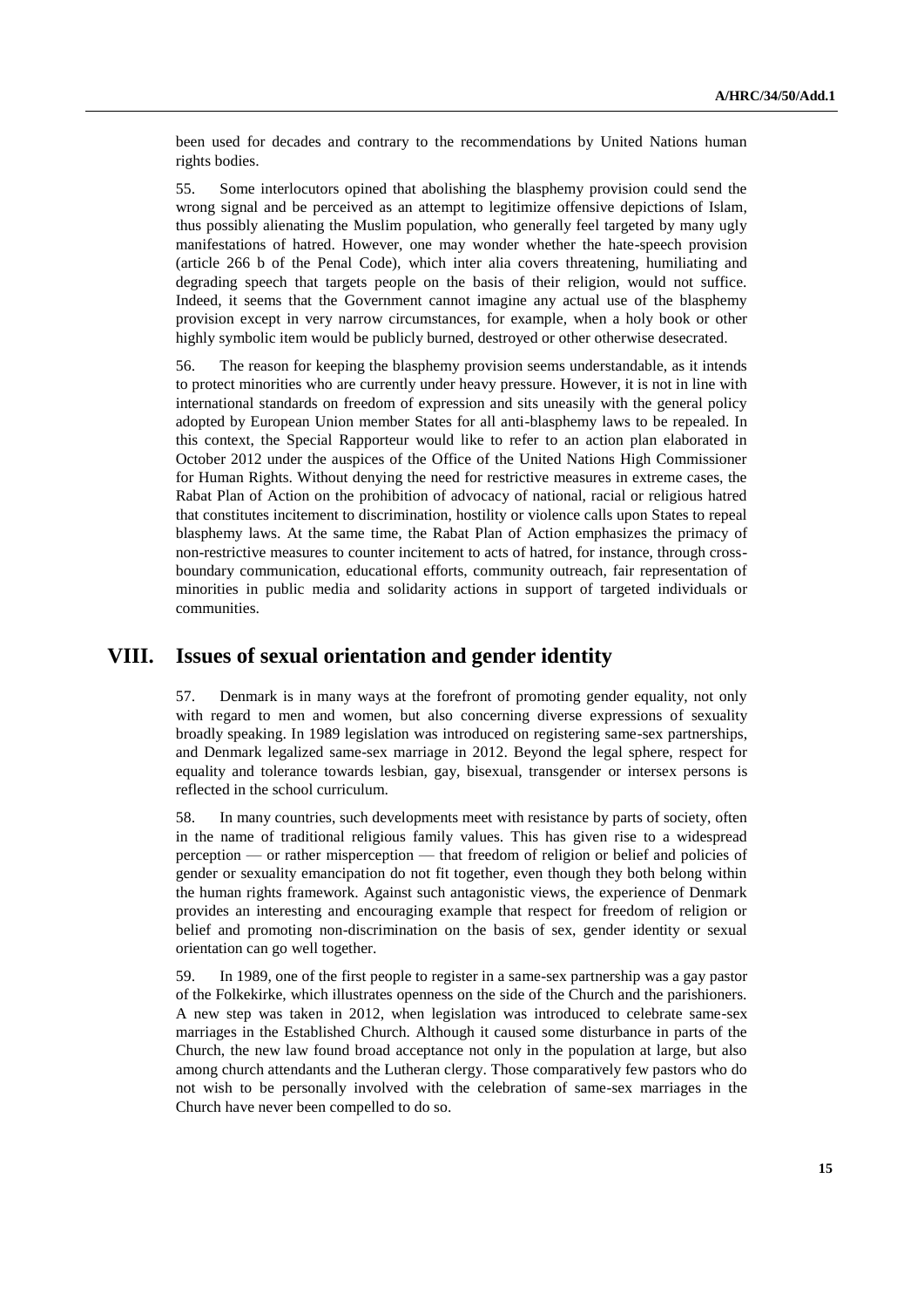been used for decades and contrary to the recommendations by United Nations human rights bodies.

55. Some interlocutors opined that abolishing the blasphemy provision could send the wrong signal and be perceived as an attempt to legitimize offensive depictions of Islam, thus possibly alienating the Muslim population, who generally feel targeted by many ugly manifestations of hatred. However, one may wonder whether the hate-speech provision (article 266 b of the Penal Code), which inter alia covers threatening, humiliating and degrading speech that targets people on the basis of their religion, would not suffice. Indeed, it seems that the Government cannot imagine any actual use of the blasphemy provision except in very narrow circumstances, for example, when a holy book or other highly symbolic item would be publicly burned, destroyed or other otherwise desecrated.

56. The reason for keeping the blasphemy provision seems understandable, as it intends to protect minorities who are currently under heavy pressure. However, it is not in line with international standards on freedom of expression and sits uneasily with the general policy adopted by European Union member States for all anti-blasphemy laws to be repealed. In this context, the Special Rapporteur would like to refer to an action plan elaborated in October 2012 under the auspices of the Office of the United Nations High Commissioner for Human Rights. Without denying the need for restrictive measures in extreme cases, the Rabat Plan of Action on the prohibition of advocacy of national, racial or religious hatred that constitutes incitement to discrimination, hostility or violence calls upon States to repeal blasphemy laws. At the same time, the Rabat Plan of Action emphasizes the primacy of non-restrictive measures to counter incitement to acts of hatred, for instance, through cross-boundary communication, educational efforts, community outreach, fair representation of minorities in public media and solidarity actions in support of targeted individuals or communities.

## VIII. Issues of sexual orientation and gender identity

57. Denmark is in many ways at the forefront of promoting gender equality, not only with regard to men and women, but also concerning diverse expressions of sexuality broadly speaking. In 1989 legislation was introduced on registering same-sex partnerships, and Denmark legalized same-sex marriage in 2012. Beyond the legal sphere, respect for equality and tolerance towards lesbian, gay, bisexual, transgender or intersex persons is reflected in the school curriculum.

58. In many countries, such developments meet with resistance by parts of society, often in the name of traditional religious family values. This has given rise to a widespread perception — or rather misperception — that freedom of religion or belief and policies of gender or sexuality emancipation do not fit together, even though they both belong within the human rights framework. Against such antagonistic views, the experience of Denmark provides an interesting and encouraging example that respect for freedom of religion or belief and promoting non-discrimination on the basis of sex, gender identity or sexual orientation can go well together.

59. In 1989, one of the first people to register in a same-sex partnership was a gay pastor of the Folkekirke, which illustrates openness on the side of the Church and the parishioners. A new step was taken in 2012, when legislation was introduced to celebrate same-sex marriages in the Established Church. Although it caused some disturbance in parts of the Church, the new law found broad acceptance not only in the population at large, but also among church attendants and the Lutheran clergy. Those comparatively few pastors who do not wish to be personally involved with the celebration of same-sex marriages in the Church have never been compelled to do so.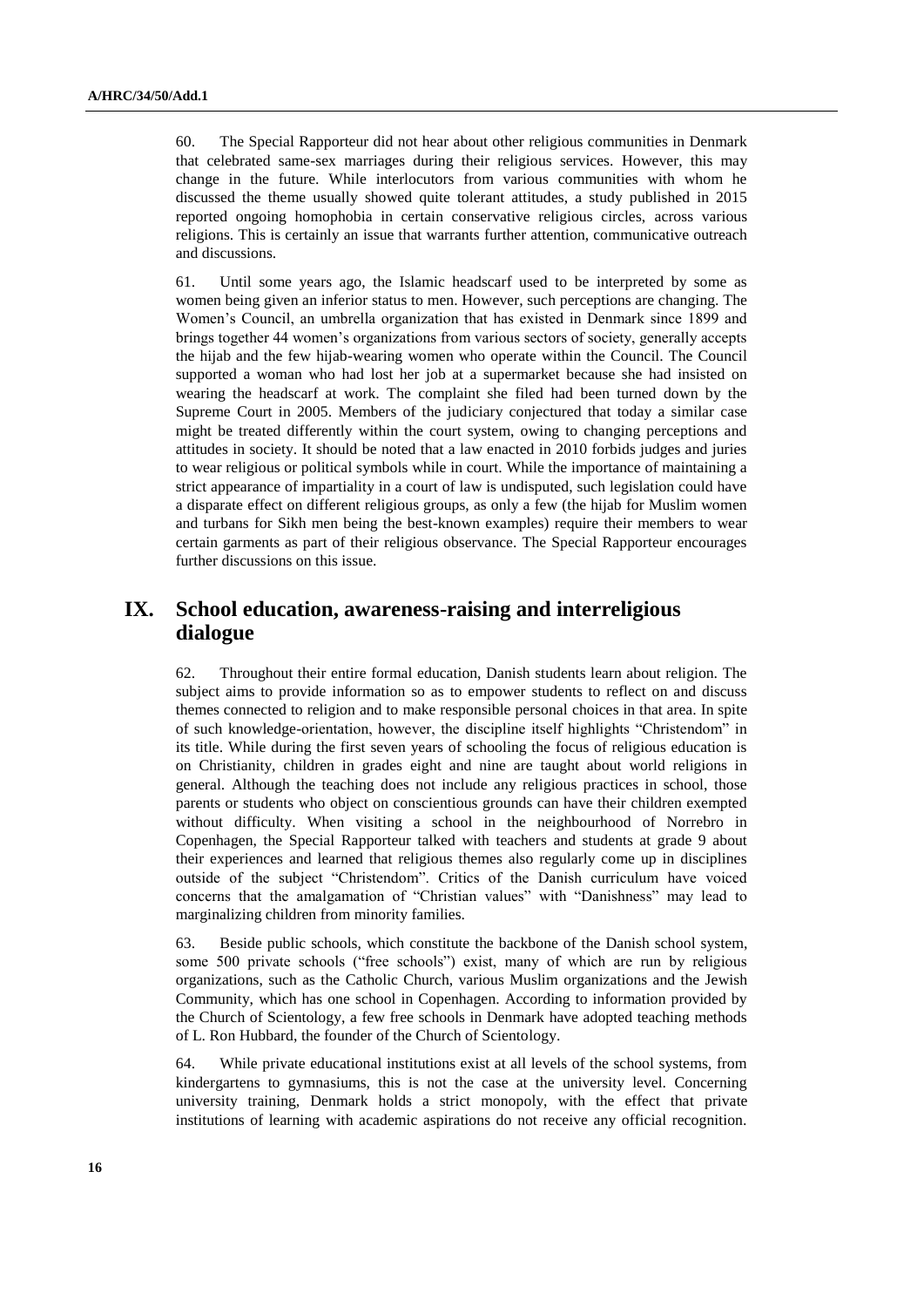60. The Special Rapporteur did not hear about other religious communities in Denmark that celebrated same-sex marriages during their religious services. However, this may change in the future. While interlocutors from various communities with whom he discussed the theme usually showed quite tolerant attitudes, a study published in 2015 reported ongoing homophobia in certain conservative religious circles, across various religions. This is certainly an issue that warrants further attention, communicative outreach and discussions.

61. Until some years ago, the Islamic headscarf used to be interpreted by some as women being given an inferior status to men. However, such perceptions are changing. The Women's Council, an umbrella organization that has existed in Denmark since 1899 and brings together 44 women's organizations from various sectors of society, generally accepts the hijab and the few hijab-wearing women who operate within the Council. The Council supported a woman who had lost her job at a supermarket because she had insisted on wearing the headscarf at work. The complaint she filed had been turned down by the Supreme Court in 2005. Members of the judiciary conjectured that today a similar case might be treated differently within the court system, owing to changing perceptions and attitudes in society. It should be noted that a law enacted in 2010 forbids judges and juries to wear religious or political symbols while in court. While the importance of maintaining a strict appearance of impartiality in a court of law is undisputed, such legislation could have a disparate effect on different religious groups, as only a few (the hijab for Muslim women and turbans for Sikh men being the best-known examples) require their members to wear certain garments as part of their religious observance. The Special Rapporteur encourages further discussions on this issue.

## IX. School education, awareness-raising and interreligious dialogue

62. Throughout their entire formal education, Danish students learn about religion. The subject aims to provide information so as to empower students to reflect on and discuss themes connected to religion and to make responsible personal choices in that area. In spite of such knowledge-orientation, however, the discipline itself highlights "Christendom" in its title. While during the first seven years of schooling the focus of religious education is on Christianity, children in grades eight and nine are taught about world religions in general. Although the teaching does not include any religious practices in school, those parents or students who object on conscientious grounds can have their children exempted without difficulty. When visiting a school in the neighbourhood of Norrebro in Copenhagen, the Special Rapporteur talked with teachers and students at grade 9 about their experiences and learned that religious themes also regularly come up in disciplines outside of the subject "Christendom". Critics of the Danish curriculum have voiced concerns that the amalgamation of "Christian values" with "Danishness" may lead to marginalizing children from minority families.

63. Beside public schools, which constitute the backbone of the Danish school system, some 500 private schools ("free schools") exist, many of which are run by religious organizations, such as the Catholic Church, various Muslim organizations and the Jewish Community, which has one school in Copenhagen. According to information provided by the Church of Scientology, a few free schools in Denmark have adopted teaching methods of L. Ron Hubbard, the founder of the Church of Scientology.

64. While private educational institutions exist at all levels of the school systems, from kindergartens to gymnasiums, this is not the case at the university level. Concerning university training, Denmark holds a strict monopoly, with the effect that private institutions of learning with academic aspirations do not receive any official recognition.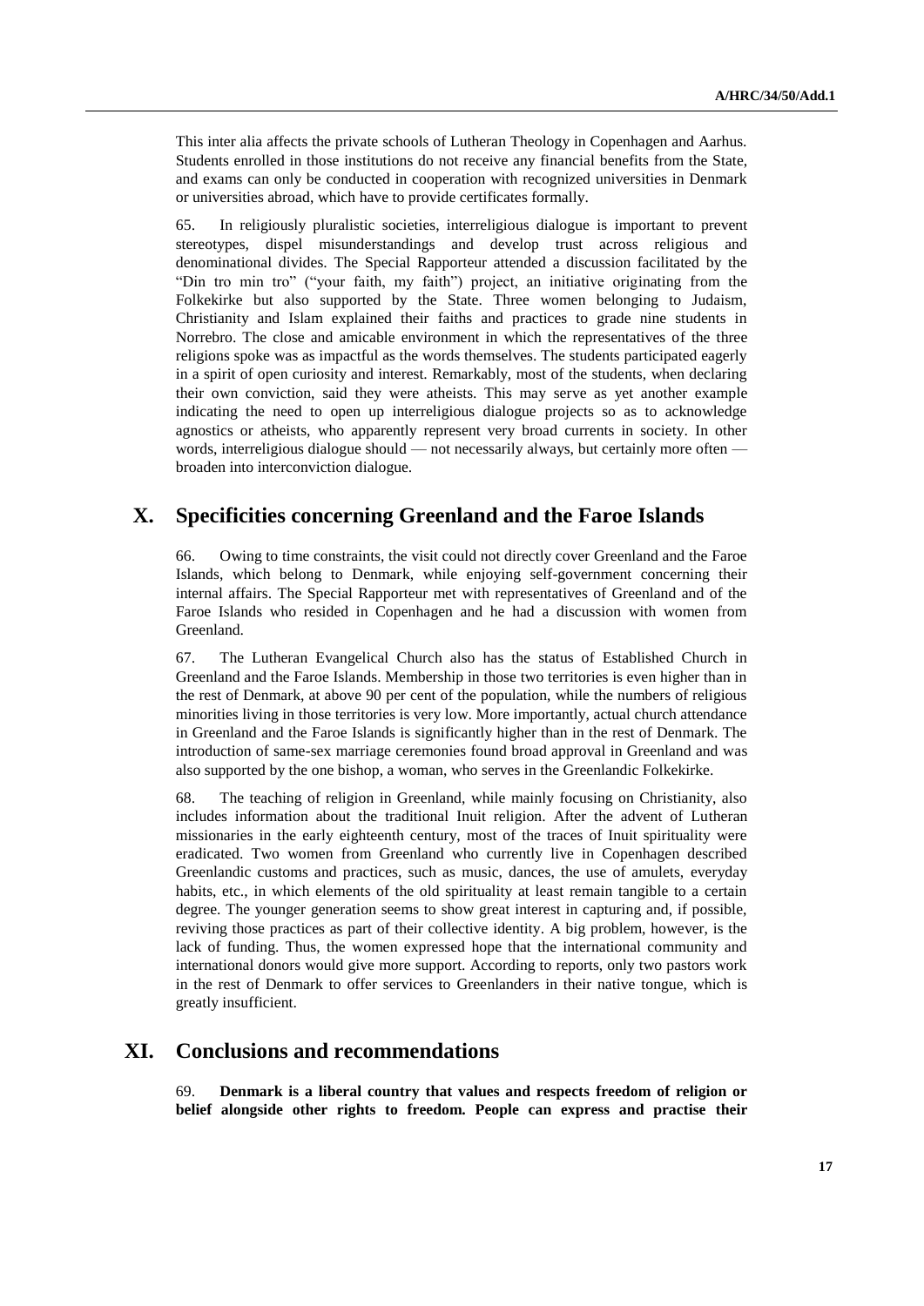This inter alia affects the private schools of Lutheran Theology in Copenhagen and Aarhus. Students enrolled in those institutions do not receive any financial benefits from the State, and exams can only be conducted in cooperation with recognized universities in Denmark or universities abroad, which have to provide certificates formally.

65. In religiously pluralistic societies, interreligious dialogue is important to prevent stereotypes, dispel misunderstandings and develop trust across religious and denominational divides. The Special Rapporteur attended a discussion facilitated by the "Din tro min tro" ("your faith, my faith") project, an initiative originating from the Folkekirke but also supported by the State. Three women belonging to Judaism, Christianity and Islam explained their faiths and practices to grade nine students in Norrebro. The close and amicable environment in which the representatives of the three religions spoke was as impactful as the words themselves. The students participated eagerly in a spirit of open curiosity and interest. Remarkably, most of the students, when declaring their own conviction, said they were atheists. This may serve as yet another example indicating the need to open up interreligious dialogue projects so as to acknowledge agnostics or atheists, who apparently represent very broad currents in society. In other words, interreligious dialogue should — not necessarily always, but certainly more often — broaden into interconviction dialogue.

## X. Specificities concerning Greenland and the Faroe Islands

66. Owing to time constraints, the visit could not directly cover Greenland and the Faroe Islands, which belong to Denmark, while enjoying self-government concerning their internal affairs. The Special Rapporteur met with representatives of Greenland and of the Faroe Islands who resided in Copenhagen and he had a discussion with women from Greenland.

67. The Lutheran Evangelical Church also has the status of Established Church in Greenland and the Faroe Islands. Membership in those two territories is even higher than in the rest of Denmark, at above 90 per cent of the population, while the numbers of religious minorities living in those territories is very low. More importantly, actual church attendance in Greenland and the Faroe Islands is significantly higher than in the rest of Denmark. The introduction of same-sex marriage ceremonies found broad approval in Greenland and was also supported by the one bishop, a woman, who serves in the Greenlandic Folkekirke.

68. The teaching of religion in Greenland, while mainly focusing on Christianity, also includes information about the traditional Inuit religion. After the advent of Lutheran missionaries in the early eighteenth century, most of the traces of Inuit spirituality were eradicated. Two women from Greenland who currently live in Copenhagen described Greenlandic customs and practices, such as music, dances, the use of amulets, everyday habits, etc., in which elements of the old spirituality at least remain tangible to a certain degree. The younger generation seems to show great interest in capturing and, if possible, reviving those practices as part of their collective identity. A big problem, however, is the lack of funding. Thus, the women expressed hope that the international community and international donors would give more support. According to reports, only two pastors work in the rest of Denmark to offer services to Greenlanders in their native tongue, which is greatly insufficient.

## XI. Conclusions and recommendations

69. **Denmark is a liberal country that values and respects freedom of religion or belief alongside other rights to freedom. People can express and practise their**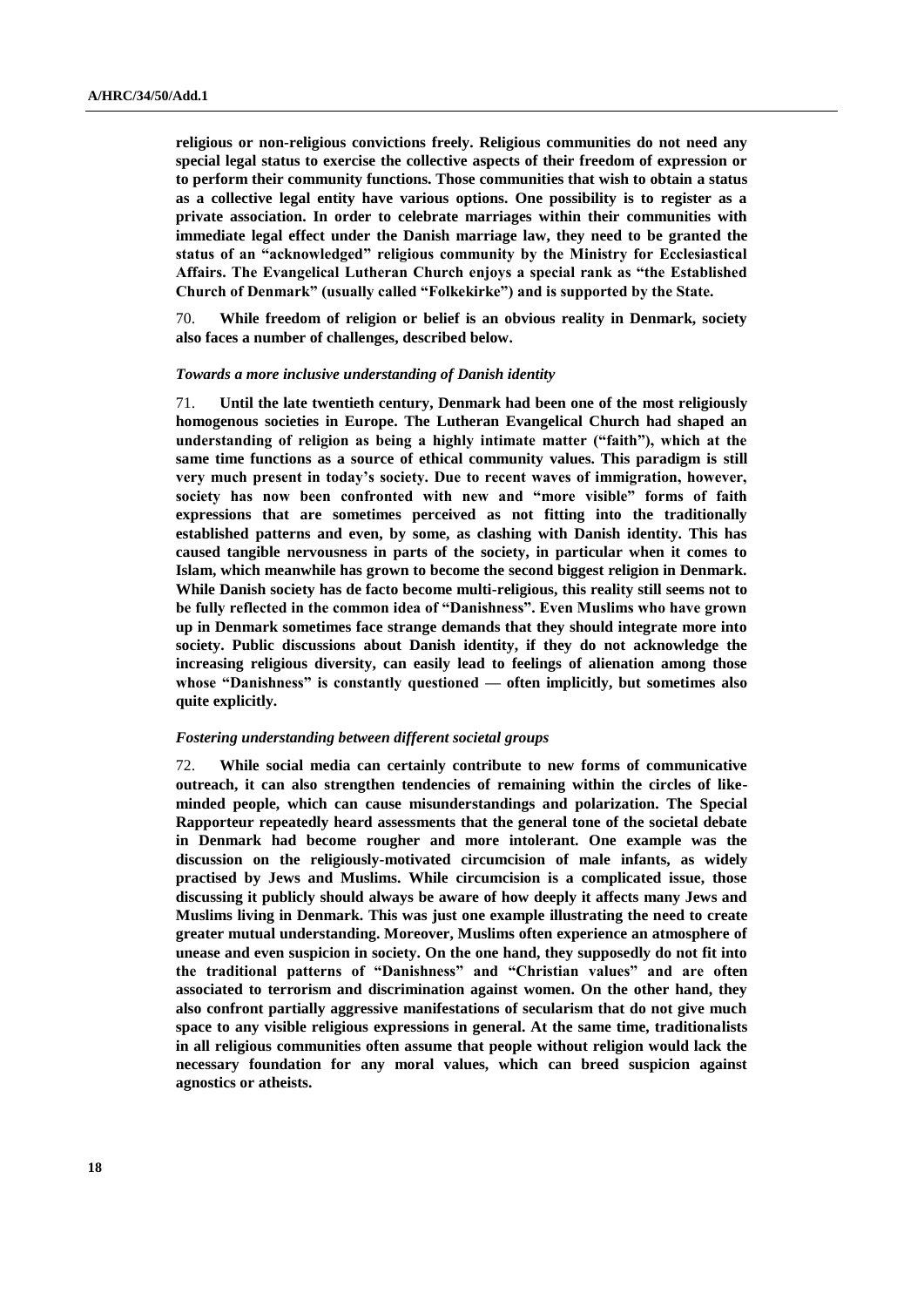**religious or non-religious convictions freely. Religious communities do not need any special legal status to exercise the collective aspects of their freedom of expression or to perform their community functions. Those communities that wish to obtain a status as a collective legal entity have various options. One possibility is to register as a private association. In order to celebrate marriages within their communities with immediate legal effect under the Danish marriage law, they need to be granted the status of an "acknowledged" religious community by the Ministry for Ecclesiastical Affairs. The Evangelical Lutheran Church enjoys a special rank as "the Established Church of Denmark" (usually called "Folkekirke") and is supported by the State.**

70. **While freedom of religion or belief is an obvious reality in Denmark, society also faces a number of challenges, described below.**

***Towards a more inclusive understanding of Danish identity***

71. **Until the late twentieth century, Denmark had been one of the most religiously homogenous societies in Europe. The Lutheran Evangelical Church had shaped an understanding of religion as being a highly intimate matter ("faith"), which at the same time functions as a source of ethical community values. This paradigm is still very much present in today's society. Due to recent waves of immigration, however, society has now been confronted with new and "more visible" forms of faith expressions that are sometimes perceived as not fitting into the traditionally established patterns and even, by some, as clashing with Danish identity. This has caused tangible nervousness in parts of the society, in particular when it comes to Islam, which meanwhile has grown to become the second biggest religion in Denmark. While Danish society has de facto become multi-religious, this reality still seems not to be fully reflected in the common idea of "Danishness". Even Muslims who have grown up in Denmark sometimes face strange demands that they should integrate more into society. Public discussions about Danish identity, if they do not acknowledge the increasing religious diversity, can easily lead to feelings of alienation among those whose "Danishness" is constantly questioned — often implicitly, but sometimes also quite explicitly.**

***Fostering understanding between different societal groups***

72. **While social media can certainly contribute to new forms of communicative outreach, it can also strengthen tendencies of remaining within the circles of like-minded people, which can cause misunderstandings and polarization. The Special Rapporteur repeatedly heard assessments that the general tone of the societal debate in Denmark had become rougher and more intolerant. One example was the discussion on the religiously-motivated circumcision of male infants, as widely practised by Jews and Muslims. While circumcision is a complicated issue, those discussing it publicly should always be aware of how deeply it affects many Jews and Muslims living in Denmark. This was just one example illustrating the need to create greater mutual understanding. Moreover, Muslims often experience an atmosphere of unease and even suspicion in society. On the one hand, they supposedly do not fit into the traditional patterns of "Danishness" and "Christian values" and are often associated to terrorism and discrimination against women. On the other hand, they also confront partially aggressive manifestations of secularism that do not give much space to any visible religious expressions in general. At the same time, traditionalists in all religious communities often assume that people without religion would lack the necessary foundation for any moral values, which can breed suspicion against agnostics or atheists.**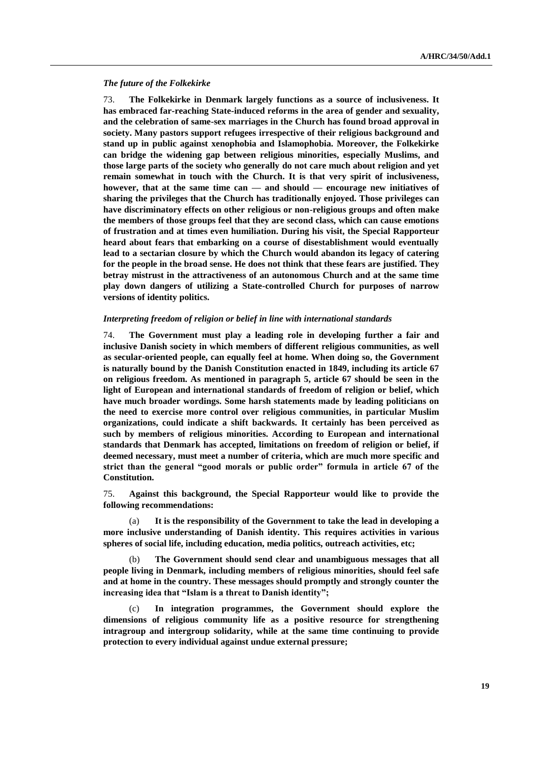### *The future of the Folkekirke*

73. **The Folkekirke in Denmark largely functions as a source of inclusiveness. It has embraced far-reaching State-induced reforms in the area of gender and sexuality, and the celebration of same-sex marriages in the Church has found broad approval in society. Many pastors support refugees irrespective of their religious background and stand up in public against xenophobia and Islamophobia. Moreover, the Folkekirke can bridge the widening gap between religious minorities, especially Muslims, and those large parts of the society who generally do not care much about religion and yet remain somewhat in touch with the Church. It is that very spirit of inclusiveness, however, that at the same time can — and should — encourage new initiatives of sharing the privileges that the Church has traditionally enjoyed. Those privileges can have discriminatory effects on other religious or non-religious groups and often make the members of those groups feel that they are second class, which can cause emotions of frustration and at times even humiliation. During his visit, the Special Rapporteur heard about fears that embarking on a course of disestablishment would eventually lead to a sectarian closure by which the Church would abandon its legacy of catering for the people in the broad sense. He does not think that these fears are justified. They betray mistrust in the attractiveness of an autonomous Church and at the same time play down dangers of utilizing a State-controlled Church for purposes of narrow versions of identity politics.**

### *Interpreting freedom of religion or belief in line with international standards*

74. **The Government must play a leading role in developing further a fair and inclusive Danish society in which members of different religious communities, as well as secular-oriented people, can equally feel at home. When doing so, the Government is naturally bound by the Danish Constitution enacted in 1849, including its article 67 on religious freedom. As mentioned in paragraph 5, article 67 should be seen in the light of European and international standards of freedom of religion or belief, which have much broader wordings. Some harsh statements made by leading politicians on the need to exercise more control over religious communities, in particular Muslim organizations, could indicate a shift backwards. It certainly has been perceived as such by members of religious minorities. According to European and international standards that Denmark has accepted, limitations on freedom of religion or belief, if deemed necessary, must meet a number of criteria, which are much more specific and strict than the general "good morals or public order" formula in article 67 of the Constitution.**

75. **Against this background, the Special Rapporteur would like to provide the following recommendations:**

(a) **It is the responsibility of the Government to take the lead in developing a more inclusive understanding of Danish identity. This requires activities in various spheres of social life, including education, media politics, outreach activities, etc;**

(b) **The Government should send clear and unambiguous messages that all people living in Denmark, including members of religious minorities, should feel safe and at home in the country. These messages should promptly and strongly counter the increasing idea that "Islam is a threat to Danish identity";**

(c) **In integration programmes, the Government should explore the dimensions of religious community life as a positive resource for strengthening intragroup and intergroup solidarity, while at the same time continuing to provide protection to every individual against undue external pressure;**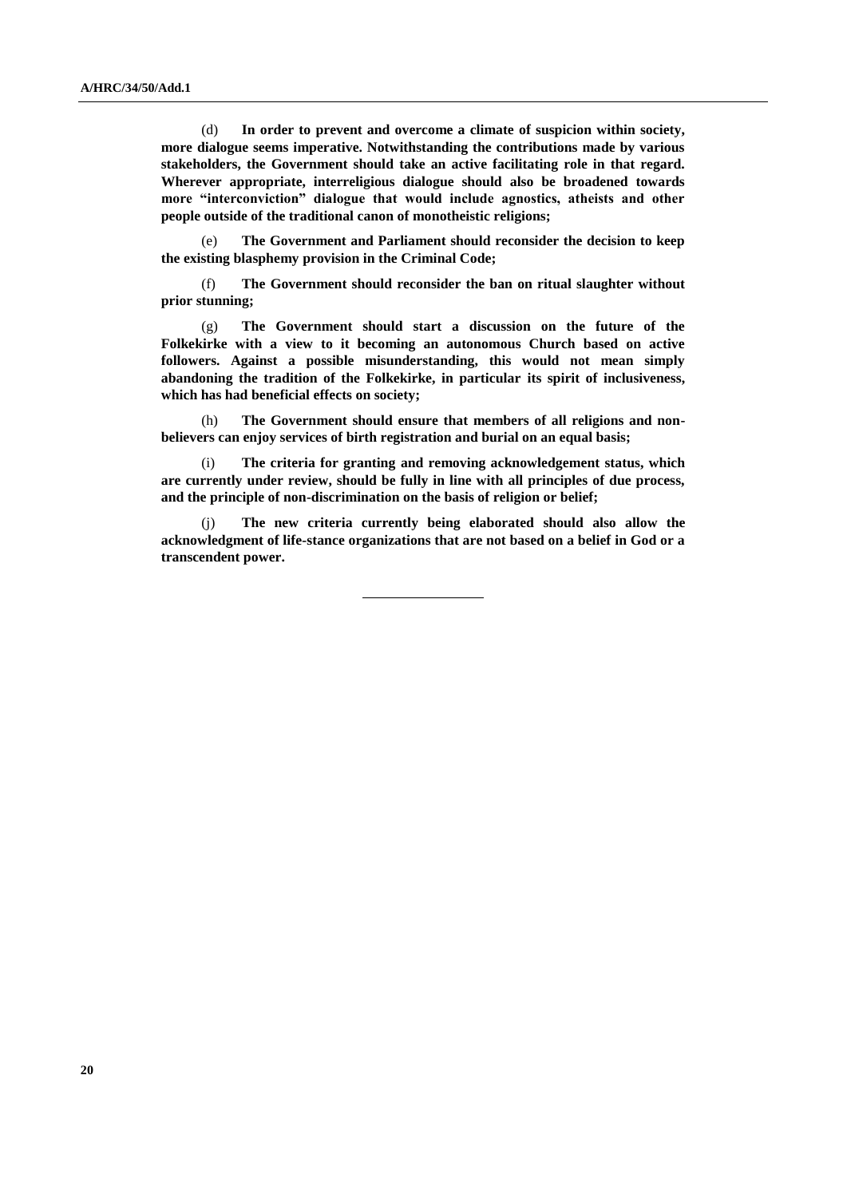(d) **In order to prevent and overcome a climate of suspicion within society, more dialogue seems imperative. Notwithstanding the contributions made by various stakeholders, the Government should take an active facilitating role in that regard. Wherever appropriate, interreligious dialogue should also be broadened towards more "interconviction" dialogue that would include agnostics, atheists and other people outside of the traditional canon of monotheistic religions;**

(e) **The Government and Parliament should reconsider the decision to keep the existing blasphemy provision in the Criminal Code;**

(f) **The Government should reconsider the ban on ritual slaughter without prior stunning;**

(g) **The Government should start a discussion on the future of the Folkekirke with a view to it becoming an autonomous Church based on active followers. Against a possible misunderstanding, this would not mean simply abandoning the tradition of the Folkekirke, in particular its spirit of inclusiveness, which has had beneficial effects on society;**

(h) **The Government should ensure that members of all religions and non-believers can enjoy services of birth registration and burial on an equal basis;**

(i) **The criteria for granting and removing acknowledgement status, which are currently under review, should be fully in line with all principles of due process, and the principle of non-discrimination on the basis of religion or belief;**

(j) **The new criteria currently being elaborated should also allow the acknowledgment of life-stance organizations that are not based on a belief in God or a transcendent power.**